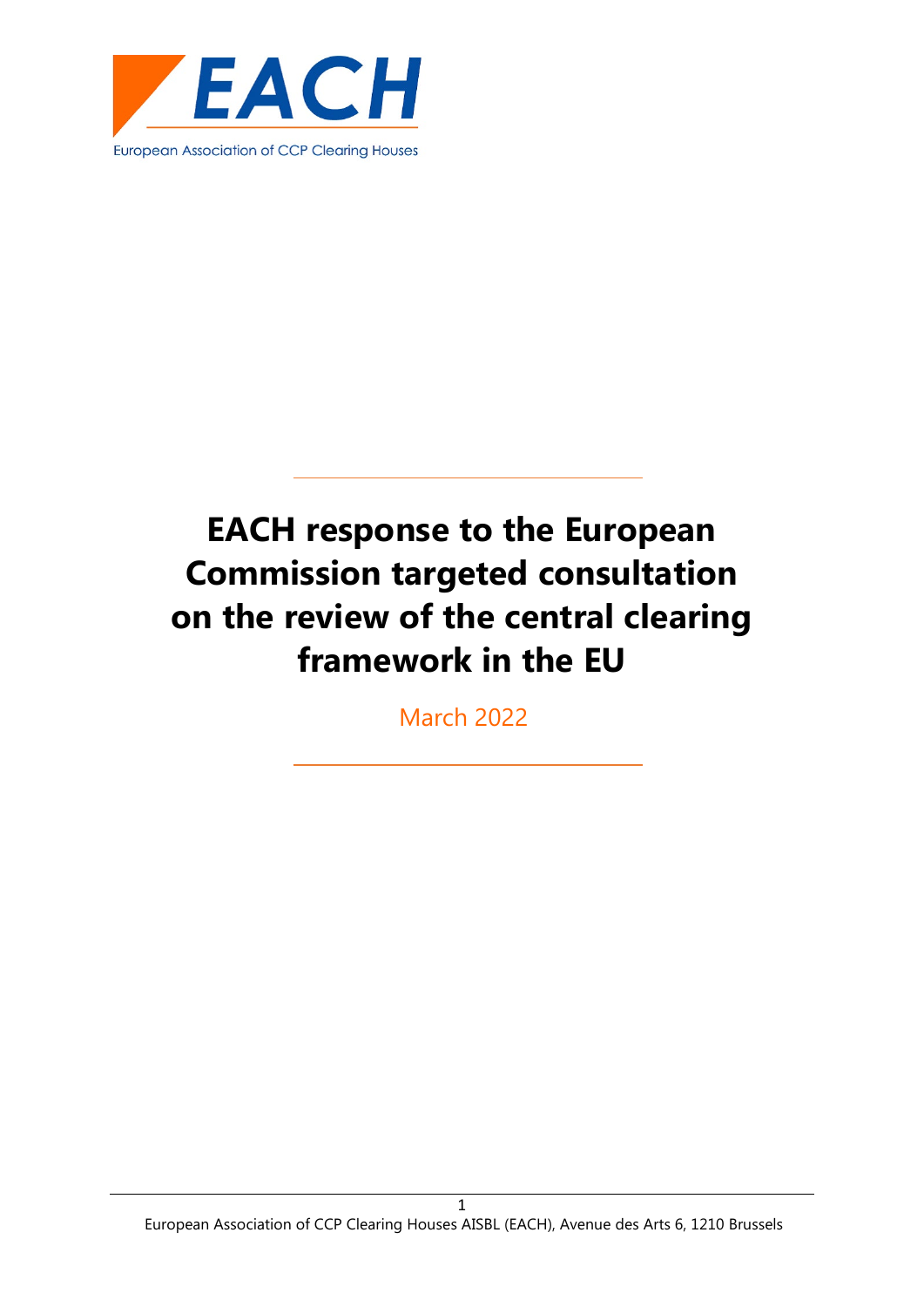EACH

European Association of CCP Clearing Houses

# EACH response to the European Commission targeted consultation on the review of the central clearing framework in the EU

March 2022

European Association of CCP Clearing Houses AISBL (EACH), Avenue des Arts 6, 1210 Brussels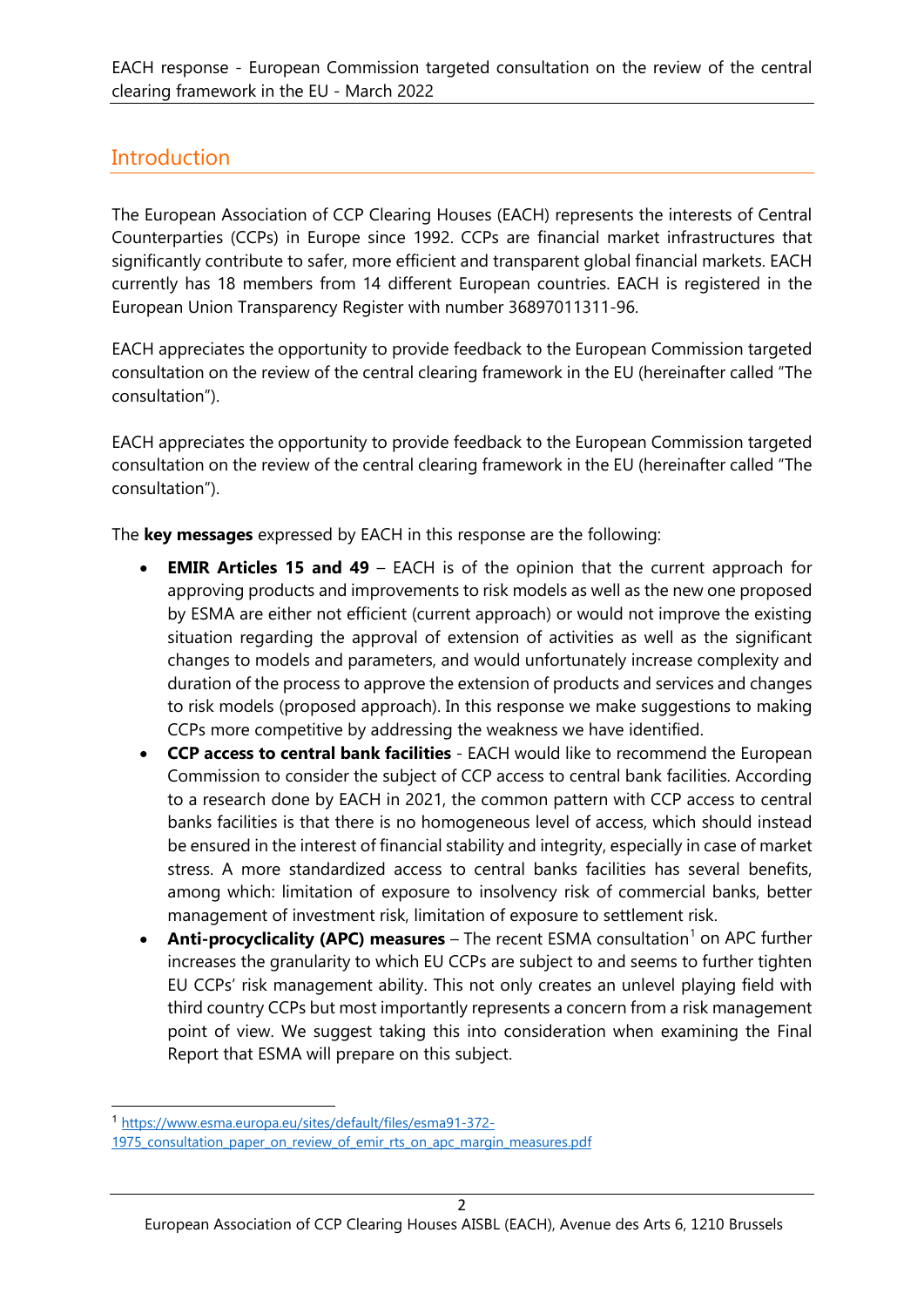## Introduction

The European Association of CCP Clearing Houses (EACH) represents the interests of Central Counterparties (CCPs) in Europe since 1992. CCPs are financial market infrastructures that significantly contribute to safer, more efficient and transparent global financial markets. EACH currently has 18 members from 14 different European countries. EACH is registered in the European Union Transparency Register with number 36897011311-96.

EACH appreciates the opportunity to provide feedback to the European Commission targeted consultation on the review of the central clearing framework in the EU (hereinafter called "The consultation").

EACH appreciates the opportunity to provide feedback to the European Commission targeted consultation on the review of the central clearing framework in the EU (hereinafter called "The consultation").

The **key messages** expressed by EACH in this response are the following:

- **EMIR Articles 15 and 49** – EACH is of the opinion that the current approach for approving products and improvements to risk models as well as the new one proposed by ESMA are either not efficient (current approach) or would not improve the existing situation regarding the approval of extension of activities as well as the significant changes to models and parameters, and would unfortunately increase complexity and duration of the process to approve the extension of products and services and changes to risk models (proposed approach). In this response we make suggestions to making CCPs more competitive by addressing the weakness we have identified.
- **CCP access to central bank facilities** - EACH would like to recommend the European Commission to consider the subject of CCP access to central bank facilities. According to a research done by EACH in 2021, the common pattern with CCP access to central banks facilities is that there is no homogeneous level of access, which should instead be ensured in the interest of financial stability and integrity, especially in case of market stress. A more standardized access to central banks facilities has several benefits, among which: limitation of exposure to insolvency risk of commercial banks, better management of investment risk, limitation of exposure to settlement risk.
- **Anti-procyclicality (APC) measures** – The recent ESMA consultation[1] on APC further increases the granularity to which EU CCPs are subject to and seems to further tighten EU CCPs' risk management ability. This not only creates an unlevel playing field with third country CCPs but most importantly represents a concern from a risk management point of view. We suggest taking this into consideration when examining the Final Report that ESMA will prepare on this subject.

[1] https://www.esma.europa.eu/sites/default/files/esma91-372-1975_consultation_paper_on_review_of_emir_rts_on_apc_margin_measures.pdf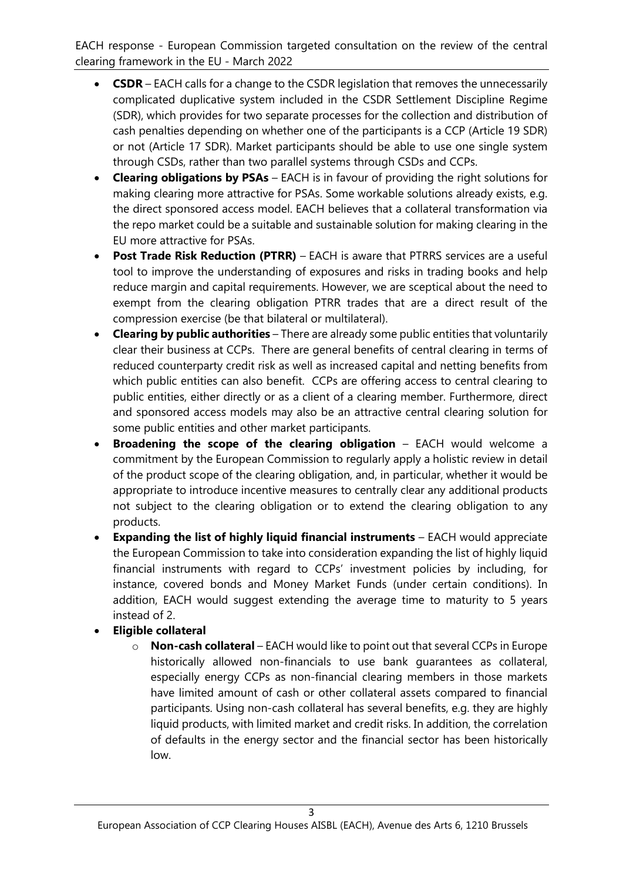- **CSDR** – EACH calls for a change to the CSDR legislation that removes the unnecessarily complicated duplicative system included in the CSDR Settlement Discipline Regime (SDR), which provides for two separate processes for the collection and distribution of cash penalties depending on whether one of the participants is a CCP (Article 19 SDR) or not (Article 17 SDR). Market participants should be able to use one single system through CSDs, rather than two parallel systems through CSDs and CCPs.
- **Clearing obligations by PSAs** – EACH is in favour of providing the right solutions for making clearing more attractive for PSAs. Some workable solutions already exists, e.g. the direct sponsored access model. EACH believes that a collateral transformation via the repo market could be a suitable and sustainable solution for making clearing in the EU more attractive for PSAs.
- **Post Trade Risk Reduction (PTRR)** – EACH is aware that PTRRS services are a useful tool to improve the understanding of exposures and risks in trading books and help reduce margin and capital requirements. However, we are sceptical about the need to exempt from the clearing obligation PTRR trades that are a direct result of the compression exercise (be that bilateral or multilateral).
- **Clearing by public authorities** – There are already some public entities that voluntarily clear their business at CCPs. There are general benefits of central clearing in terms of reduced counterparty credit risk as well as increased capital and netting benefits from which public entities can also benefit. CCPs are offering access to central clearing to public entities, either directly or as a client of a clearing member. Furthermore, direct and sponsored access models may also be an attractive central clearing solution for some public entities and other market participants.
- **Broadening the scope of the clearing obligation** – EACH would welcome a commitment by the European Commission to regularly apply a holistic review in detail of the product scope of the clearing obligation, and, in particular, whether it would be appropriate to introduce incentive measures to centrally clear any additional products not subject to the clearing obligation or to extend the clearing obligation to any products.
- **Expanding the list of highly liquid financial instruments** – EACH would appreciate the European Commission to take into consideration expanding the list of highly liquid financial instruments with regard to CCPs' investment policies by including, for instance, covered bonds and Money Market Funds (under certain conditions). In addition, EACH would suggest extending the average time to maturity to 5 years instead of 2.
- **Eligible collateral**
  - **Non-cash collateral** – EACH would like to point out that several CCPs in Europe historically allowed non-financials to use bank guarantees as collateral, especially energy CCPs as non-financial clearing members in those markets have limited amount of cash or other collateral assets compared to financial participants. Using non-cash collateral has several benefits, e.g. they are highly liquid products, with limited market and credit risks. In addition, the correlation of defaults in the energy sector and the financial sector has been historically low.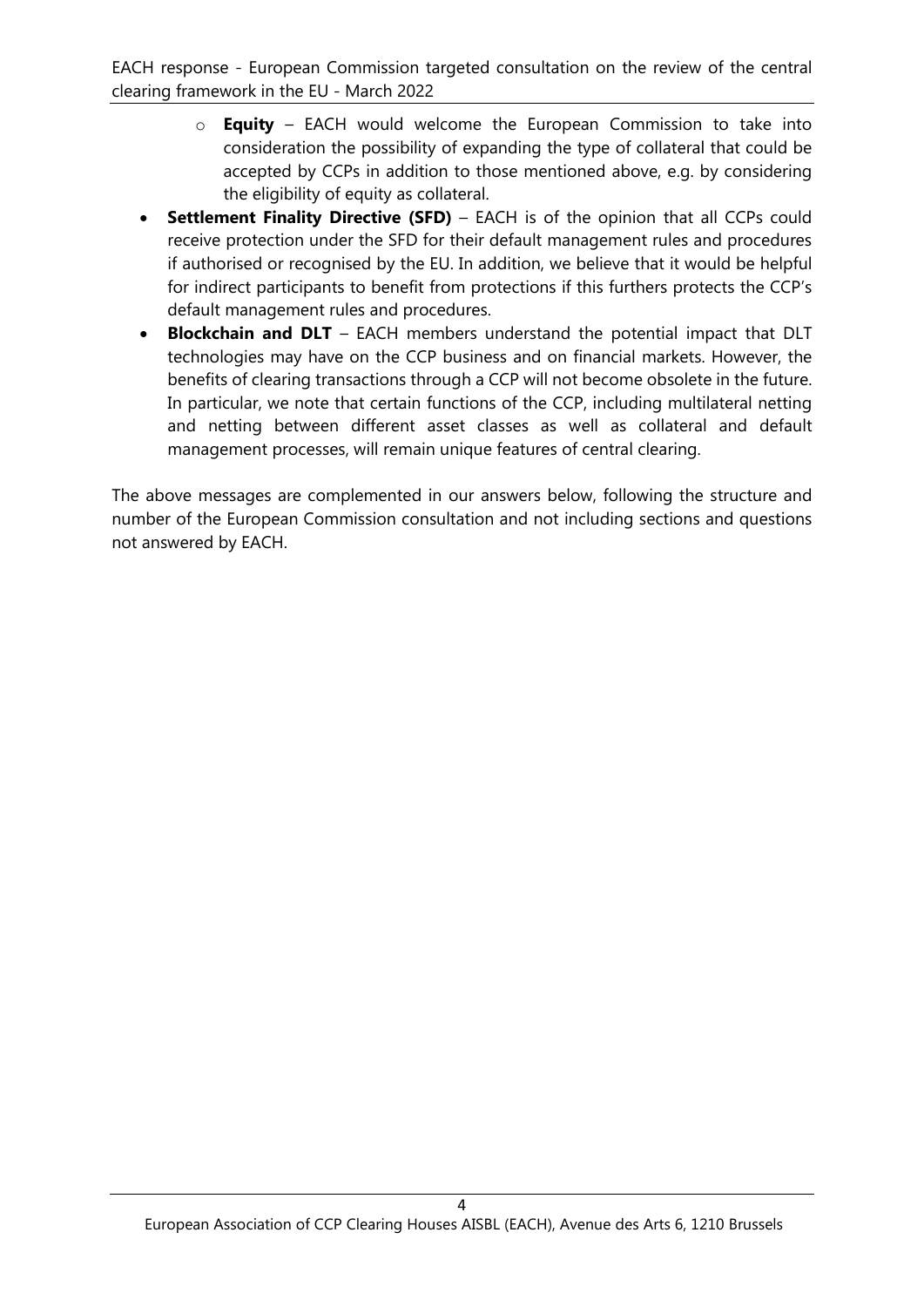- **Equity** – EACH would welcome the European Commission to take into consideration the possibility of expanding the type of collateral that could be accepted by CCPs in addition to those mentioned above, e.g. by considering the eligibility of equity as collateral.

- **Settlement Finality Directive (SFD)** – EACH is of the opinion that all CCPs could receive protection under the SFD for their default management rules and procedures if authorised or recognised by the EU. In addition, we believe that it would be helpful for indirect participants to benefit from protections if this furthers protects the CCP's default management rules and procedures.
- **Blockchain and DLT** – EACH members understand the potential impact that DLT technologies may have on the CCP business and on financial markets. However, the benefits of clearing transactions through a CCP will not become obsolete in the future. In particular, we note that certain functions of the CCP, including multilateral netting and netting between different asset classes as well as collateral and default management processes, will remain unique features of central clearing.

The above messages are complemented in our answers below, following the structure and number of the European Commission consultation and not including sections and questions not answered by EACH.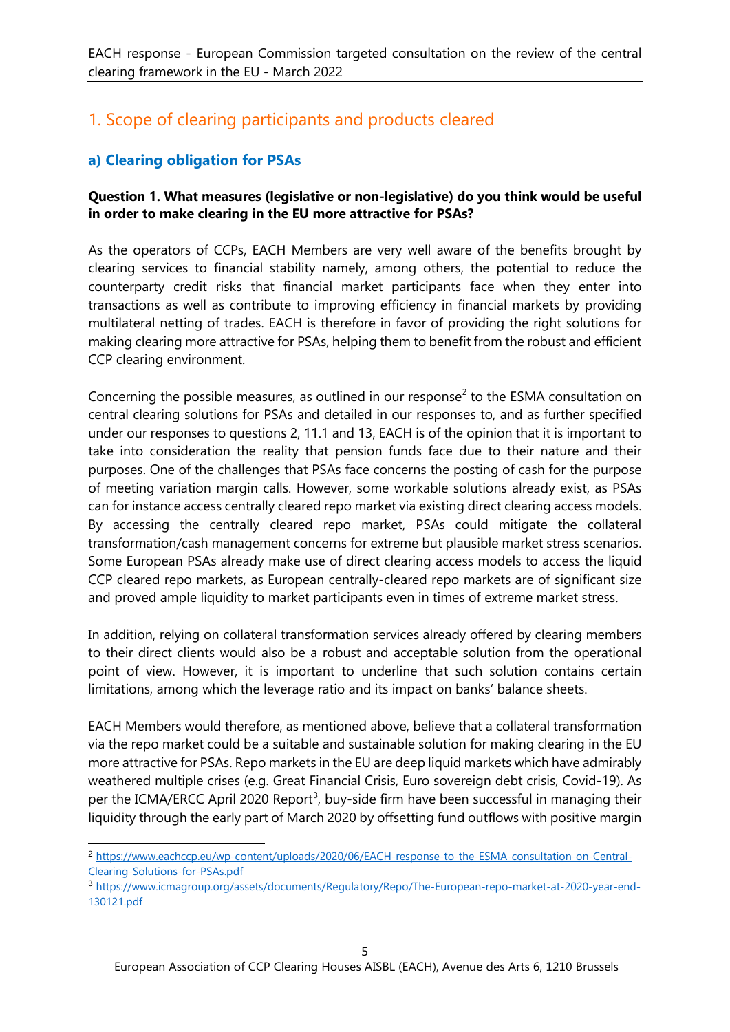## 1. Scope of clearing participants and products cleared

### a) Clearing obligation for PSAs

**Question 1. What measures (legislative or non-legislative) do you think would be useful in order to make clearing in the EU more attractive for PSAs?**

As the operators of CCPs, EACH Members are very well aware of the benefits brought by clearing services to financial stability namely, among others, the potential to reduce the counterparty credit risks that financial market participants face when they enter into transactions as well as contribute to improving efficiency in financial markets by providing multilateral netting of trades. EACH is therefore in favor of providing the right solutions for making clearing more attractive for PSAs, helping them to benefit from the robust and efficient CCP clearing environment.

Concerning the possible measures, as outlined in our response[2] to the ESMA consultation on central clearing solutions for PSAs and detailed in our responses to, and as further specified under our responses to questions 2, 11.1 and 13, EACH is of the opinion that it is important to take into consideration the reality that pension funds face due to their nature and their purposes. One of the challenges that PSAs face concerns the posting of cash for the purpose of meeting variation margin calls. However, some workable solutions already exist, as PSAs can for instance access centrally cleared repo market via existing direct clearing access models. By accessing the centrally cleared repo market, PSAs could mitigate the collateral transformation/cash management concerns for extreme but plausible market stress scenarios. Some European PSAs already make use of direct clearing access models to access the liquid CCP cleared repo markets, as European centrally-cleared repo markets are of significant size and proved ample liquidity to market participants even in times of extreme market stress.

In addition, relying on collateral transformation services already offered by clearing members to their direct clients would also be a robust and acceptable solution from the operational point of view. However, it is important to underline that such solution contains certain limitations, among which the leverage ratio and its impact on banks' balance sheets.

EACH Members would therefore, as mentioned above, believe that a collateral transformation via the repo market could be a suitable and sustainable solution for making clearing in the EU more attractive for PSAs. Repo markets in the EU are deep liquid markets which have admirably weathered multiple crises (e.g. Great Financial Crisis, Euro sovereign debt crisis, Covid-19). As per the ICMA/ERCC April 2020 Report[3], buy-side firm have been successful in managing their liquidity through the early part of March 2020 by offsetting fund outflows with positive margin

[2] https://www.eachccp.eu/wp-content/uploads/2020/06/EACH-response-to-the-ESMA-consultation-on-Central-Clearing-Solutions-for-PSAs.pdf

[3] https://www.icmagroup.org/assets/documents/Regulatory/Repo/The-European-repo-market-at-2020-year-end-130121.pdf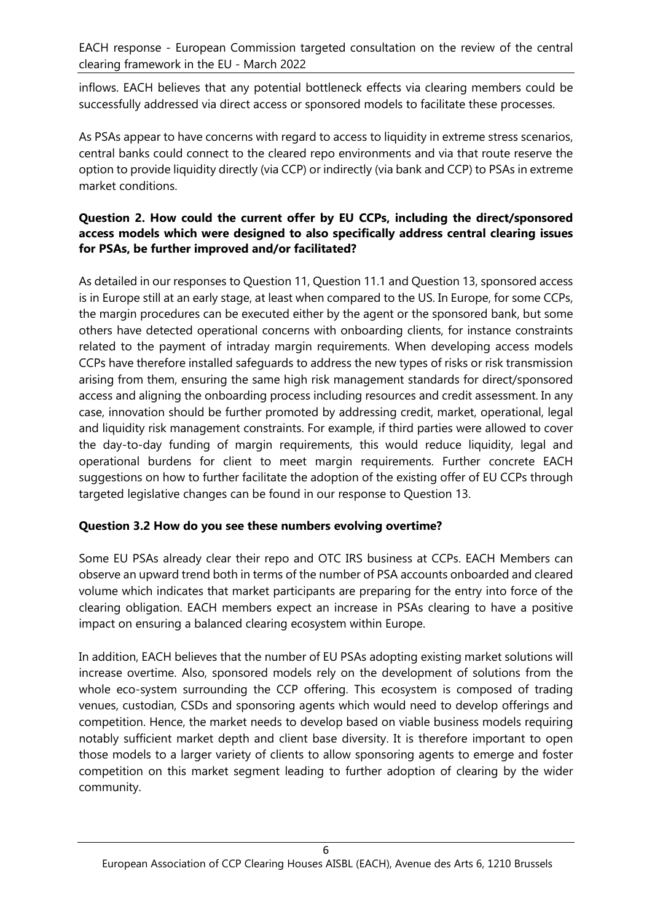inflows. EACH believes that any potential bottleneck effects via clearing members could be successfully addressed via direct access or sponsored models to facilitate these processes.

As PSAs appear to have concerns with regard to access to liquidity in extreme stress scenarios, central banks could connect to the cleared repo environments and via that route reserve the option to provide liquidity directly (via CCP) or indirectly (via bank and CCP) to PSAs in extreme market conditions.

**Question 2. How could the current offer by EU CCPs, including the direct/sponsored access models which were designed to also specifically address central clearing issues for PSAs, be further improved and/or facilitated?**

As detailed in our responses to Question 11, Question 11.1 and Question 13, sponsored access is in Europe still at an early stage, at least when compared to the US. In Europe, for some CCPs, the margin procedures can be executed either by the agent or the sponsored bank, but some others have detected operational concerns with onboarding clients, for instance constraints related to the payment of intraday margin requirements. When developing access models CCPs have therefore installed safeguards to address the new types of risks or risk transmission arising from them, ensuring the same high risk management standards for direct/sponsored access and aligning the onboarding process including resources and credit assessment. In any case, innovation should be further promoted by addressing credit, market, operational, legal and liquidity risk management constraints. For example, if third parties were allowed to cover the day-to-day funding of margin requirements, this would reduce liquidity, legal and operational burdens for client to meet margin requirements. Further concrete EACH suggestions on how to further facilitate the adoption of the existing offer of EU CCPs through targeted legislative changes can be found in our response to Question 13.

**Question 3.2 How do you see these numbers evolving overtime?**

Some EU PSAs already clear their repo and OTC IRS business at CCPs. EACH Members can observe an upward trend both in terms of the number of PSA accounts onboarded and cleared volume which indicates that market participants are preparing for the entry into force of the clearing obligation. EACH members expect an increase in PSAs clearing to have a positive impact on ensuring a balanced clearing ecosystem within Europe.

In addition, EACH believes that the number of EU PSAs adopting existing market solutions will increase overtime. Also, sponsored models rely on the development of solutions from the whole eco-system surrounding the CCP offering. This ecosystem is composed of trading venues, custodian, CSDs and sponsoring agents which would need to develop offerings and competition. Hence, the market needs to develop based on viable business models requiring notably sufficient market depth and client base diversity. It is therefore important to open those models to a larger variety of clients to allow sponsoring agents to emerge and foster competition on this market segment leading to further adoption of clearing by the wider community.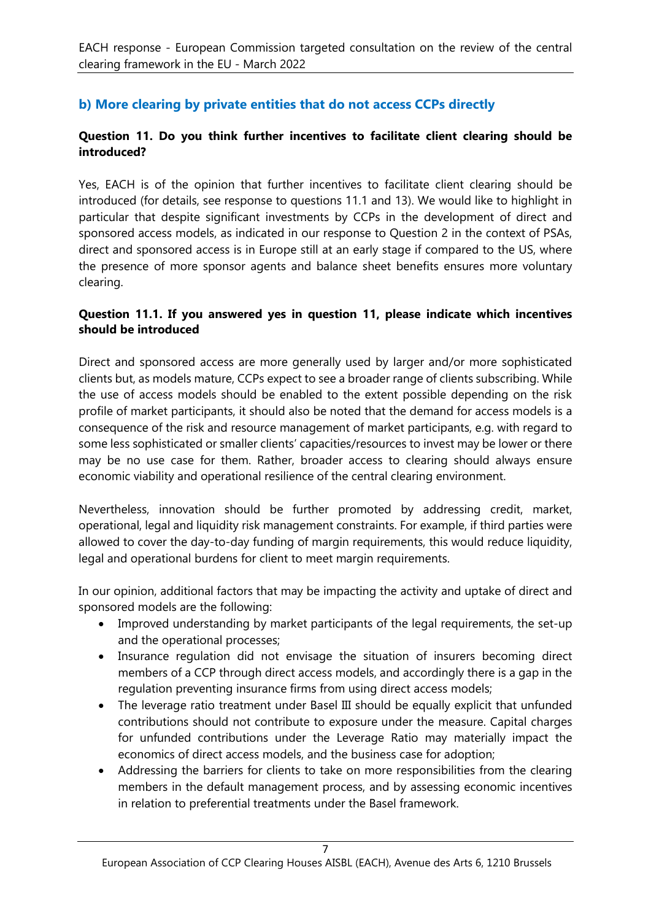## b) More clearing by private entities that do not access CCPs directly

**Question 11. Do you think further incentives to facilitate client clearing should be introduced?**

Yes, EACH is of the opinion that further incentives to facilitate client clearing should be introduced (for details, see response to questions 11.1 and 13). We would like to highlight in particular that despite significant investments by CCPs in the development of direct and sponsored access models, as indicated in our response to Question 2 in the context of PSAs, direct and sponsored access is in Europe still at an early stage if compared to the US, where the presence of more sponsor agents and balance sheet benefits ensures more voluntary clearing.

**Question 11.1. If you answered yes in question 11, please indicate which incentives should be introduced**

Direct and sponsored access are more generally used by larger and/or more sophisticated clients but, as models mature, CCPs expect to see a broader range of clients subscribing. While the use of access models should be enabled to the extent possible depending on the risk profile of market participants, it should also be noted that the demand for access models is a consequence of the risk and resource management of market participants, e.g. with regard to some less sophisticated or smaller clients' capacities/resources to invest may be lower or there may be no use case for them. Rather, broader access to clearing should always ensure economic viability and operational resilience of the central clearing environment.

Nevertheless, innovation should be further promoted by addressing credit, market, operational, legal and liquidity risk management constraints. For example, if third parties were allowed to cover the day-to-day funding of margin requirements, this would reduce liquidity, legal and operational burdens for client to meet margin requirements.

In our opinion, additional factors that may be impacting the activity and uptake of direct and sponsored models are the following:

- Improved understanding by market participants of the legal requirements, the set-up and the operational processes;
- Insurance regulation did not envisage the situation of insurers becoming direct members of a CCP through direct access models, and accordingly there is a gap in the regulation preventing insurance firms from using direct access models;
- The leverage ratio treatment under Basel III should be equally explicit that unfunded contributions should not contribute to exposure under the measure. Capital charges for unfunded contributions under the Leverage Ratio may materially impact the economics of direct access models, and the business case for adoption;
- Addressing the barriers for clients to take on more responsibilities from the clearing members in the default management process, and by assessing economic incentives in relation to preferential treatments under the Basel framework.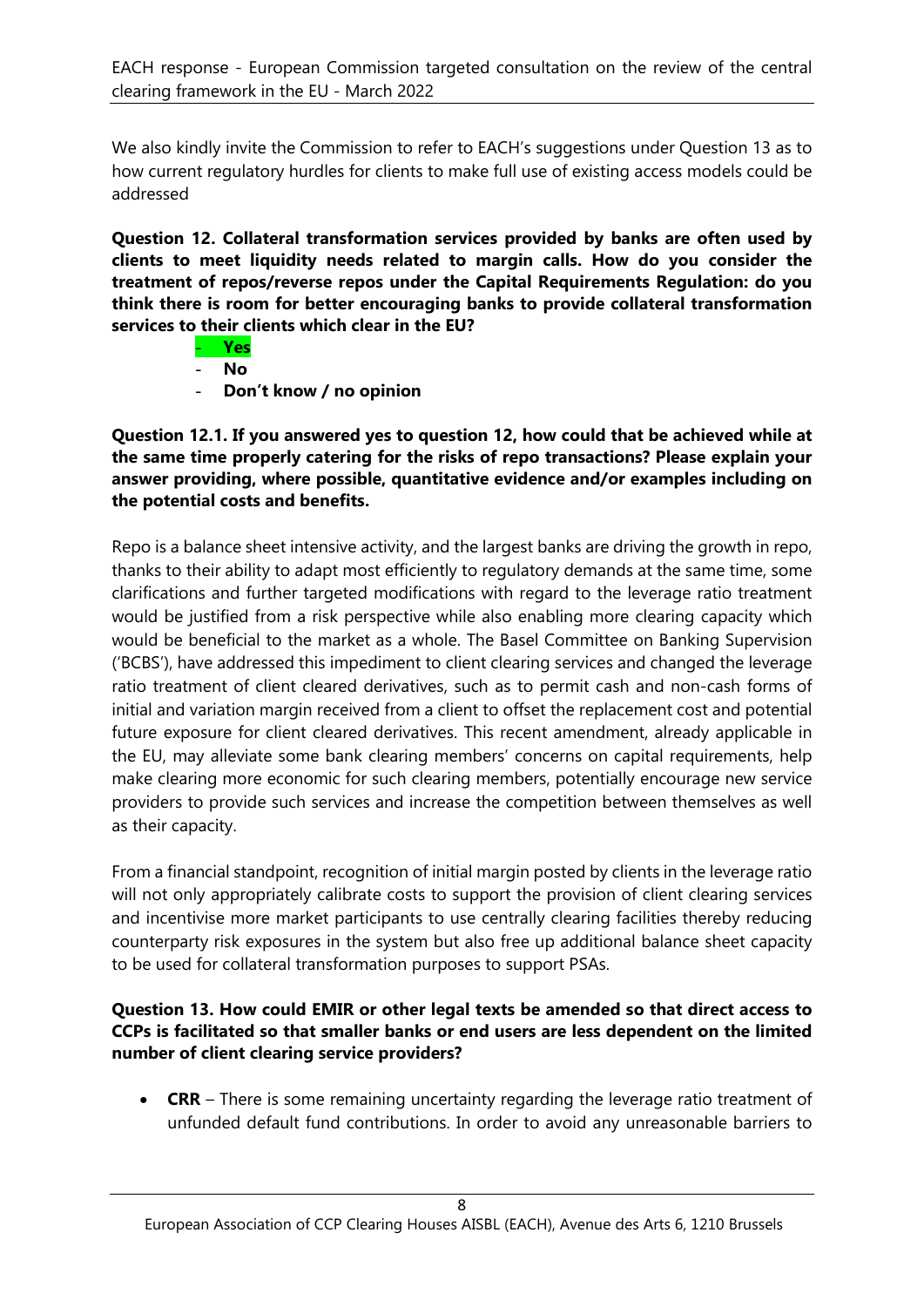We also kindly invite the Commission to refer to EACH's suggestions under Question 13 as to how current regulatory hurdles for clients to make full use of existing access models could be addressed

**Question 12. Collateral transformation services provided by banks are often used by clients to meet liquidity needs related to margin calls. How do you consider the treatment of repos/reverse repos under the Capital Requirements Regulation: do you think there is room for better encouraging banks to provide collateral transformation services to their clients which clear in the EU?**

- **Yes**
- **No**
- **Don't know / no opinion**

**Question 12.1. If you answered yes to question 12, how could that be achieved while at the same time properly catering for the risks of repo transactions? Please explain your answer providing, where possible, quantitative evidence and/or examples including on the potential costs and benefits.**

Repo is a balance sheet intensive activity, and the largest banks are driving the growth in repo, thanks to their ability to adapt most efficiently to regulatory demands at the same time, some clarifications and further targeted modifications with regard to the leverage ratio treatment would be justified from a risk perspective while also enabling more clearing capacity which would be beneficial to the market as a whole. The Basel Committee on Banking Supervision ('BCBS'), have addressed this impediment to client clearing services and changed the leverage ratio treatment of client cleared derivatives, such as to permit cash and non-cash forms of initial and variation margin received from a client to offset the replacement cost and potential future exposure for client cleared derivatives. This recent amendment, already applicable in the EU, may alleviate some bank clearing members' concerns on capital requirements, help make clearing more economic for such clearing members, potentially encourage new service providers to provide such services and increase the competition between themselves as well as their capacity.

From a financial standpoint, recognition of initial margin posted by clients in the leverage ratio will not only appropriately calibrate costs to support the provision of client clearing services and incentivise more market participants to use centrally clearing facilities thereby reducing counterparty risk exposures in the system but also free up additional balance sheet capacity to be used for collateral transformation purposes to support PSAs.

**Question 13. How could EMIR or other legal texts be amended so that direct access to CCPs is facilitated so that smaller banks or end users are less dependent on the limited number of client clearing service providers?**

- **CRR** – There is some remaining uncertainty regarding the leverage ratio treatment of unfunded default fund contributions. In order to avoid any unreasonable barriers to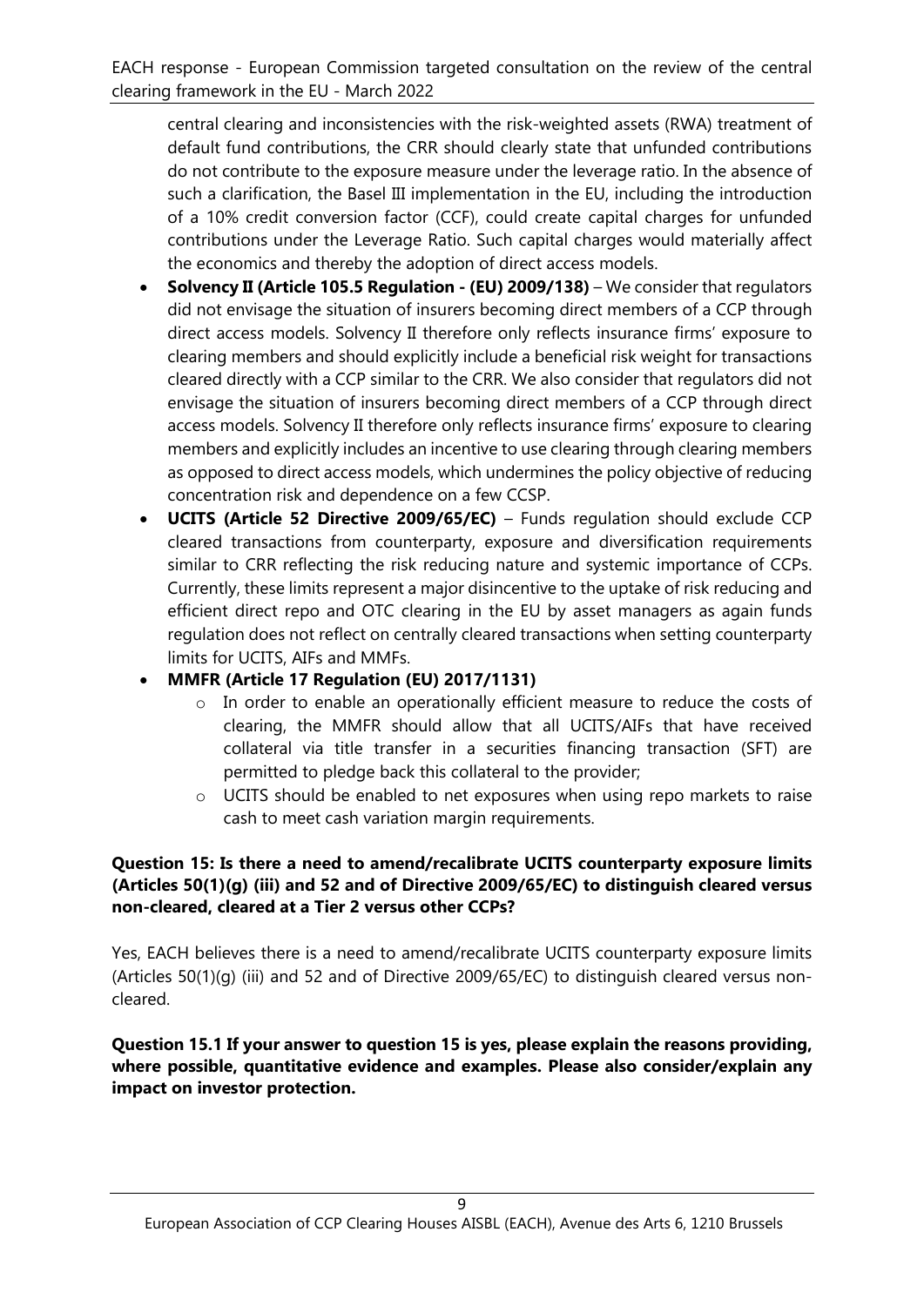central clearing and inconsistencies with the risk-weighted assets (RWA) treatment of default fund contributions, the CRR should clearly state that unfunded contributions do not contribute to the exposure measure under the leverage ratio. In the absence of such a clarification, the Basel III implementation in the EU, including the introduction of a 10% credit conversion factor (CCF), could create capital charges for unfunded contributions under the Leverage Ratio. Such capital charges would materially affect the economics and thereby the adoption of direct access models.

- **Solvency II (Article 105.5 Regulation - (EU) 2009/138)** – We consider that regulators did not envisage the situation of insurers becoming direct members of a CCP through direct access models. Solvency II therefore only reflects insurance firms' exposure to clearing members and should explicitly include a beneficial risk weight for transactions cleared directly with a CCP similar to the CRR. We also consider that regulators did not envisage the situation of insurers becoming direct members of a CCP through direct access models. Solvency II therefore only reflects insurance firms' exposure to clearing members and explicitly includes an incentive to use clearing through clearing members as opposed to direct access models, which undermines the policy objective of reducing concentration risk and dependence on a few CCSP.
- **UCITS (Article 52 Directive 2009/65/EC)** – Funds regulation should exclude CCP cleared transactions from counterparty, exposure and diversification requirements similar to CRR reflecting the risk reducing nature and systemic importance of CCPs. Currently, these limits represent a major disincentive to the uptake of risk reducing and efficient direct repo and OTC clearing in the EU by asset managers as again funds regulation does not reflect on centrally cleared transactions when setting counterparty limits for UCITS, AIFs and MMFs.
- **MMFR (Article 17 Regulation (EU) 2017/1131)**
  - In order to enable an operationally efficient measure to reduce the costs of clearing, the MMFR should allow that all UCITS/AIFs that have received collateral via title transfer in a securities financing transaction (SFT) are permitted to pledge back this collateral to the provider;
  - UCITS should be enabled to net exposures when using repo markets to raise cash to meet cash variation margin requirements.

**Question 15: Is there a need to amend/recalibrate UCITS counterparty exposure limits (Articles 50(1)(g) (iii) and 52 and of Directive 2009/65/EC) to distinguish cleared versus non-cleared, cleared at a Tier 2 versus other CCPs?**

Yes, EACH believes there is a need to amend/recalibrate UCITS counterparty exposure limits (Articles 50(1)(g) (iii) and 52 and of Directive 2009/65/EC) to distinguish cleared versus non-cleared.

**Question 15.1 If your answer to question 15 is yes, please explain the reasons providing, where possible, quantitative evidence and examples. Please also consider/explain any impact on investor protection.**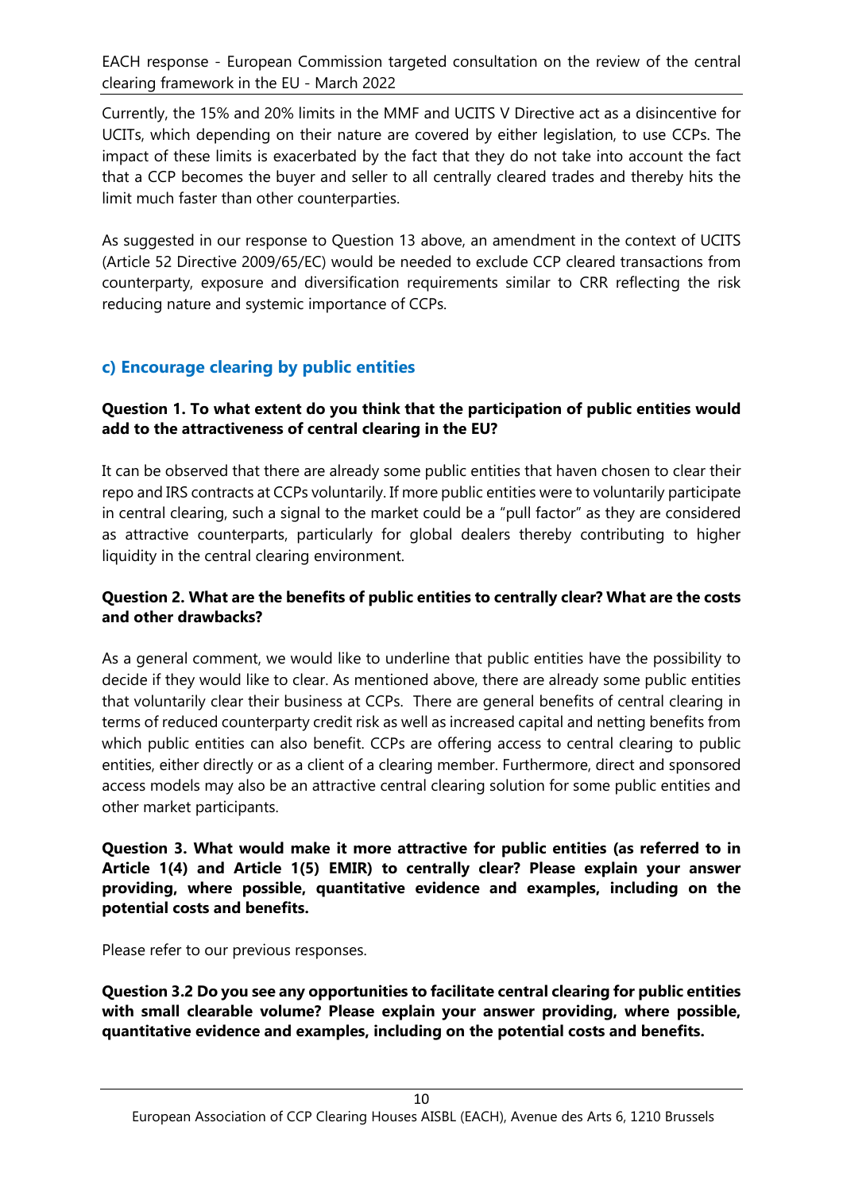Currently, the 15% and 20% limits in the MMF and UCITS V Directive act as a disincentive for UCITs, which depending on their nature are covered by either legislation, to use CCPs. The impact of these limits is exacerbated by the fact that they do not take into account the fact that a CCP becomes the buyer and seller to all centrally cleared trades and thereby hits the limit much faster than other counterparties.

As suggested in our response to Question 13 above, an amendment in the context of UCITS (Article 52 Directive 2009/65/EC) would be needed to exclude CCP cleared transactions from counterparty, exposure and diversification requirements similar to CRR reflecting the risk reducing nature and systemic importance of CCPs.

### c) Encourage clearing by public entities

**Question 1. To what extent do you think that the participation of public entities would add to the attractiveness of central clearing in the EU?**

It can be observed that there are already some public entities that haven chosen to clear their repo and IRS contracts at CCPs voluntarily. If more public entities were to voluntarily participate in central clearing, such a signal to the market could be a "pull factor" as they are considered as attractive counterparts, particularly for global dealers thereby contributing to higher liquidity in the central clearing environment.

**Question 2. What are the benefits of public entities to centrally clear? What are the costs and other drawbacks?**

As a general comment, we would like to underline that public entities have the possibility to decide if they would like to clear. As mentioned above, there are already some public entities that voluntarily clear their business at CCPs. There are general benefits of central clearing in terms of reduced counterparty credit risk as well as increased capital and netting benefits from which public entities can also benefit. CCPs are offering access to central clearing to public entities, either directly or as a client of a clearing member. Furthermore, direct and sponsored access models may also be an attractive central clearing solution for some public entities and other market participants.

**Question 3. What would make it more attractive for public entities (as referred to in Article 1(4) and Article 1(5) EMIR) to centrally clear? Please explain your answer providing, where possible, quantitative evidence and examples, including on the potential costs and benefits.**

Please refer to our previous responses.

**Question 3.2 Do you see any opportunities to facilitate central clearing for public entities with small clearable volume? Please explain your answer providing, where possible, quantitative evidence and examples, including on the potential costs and benefits.**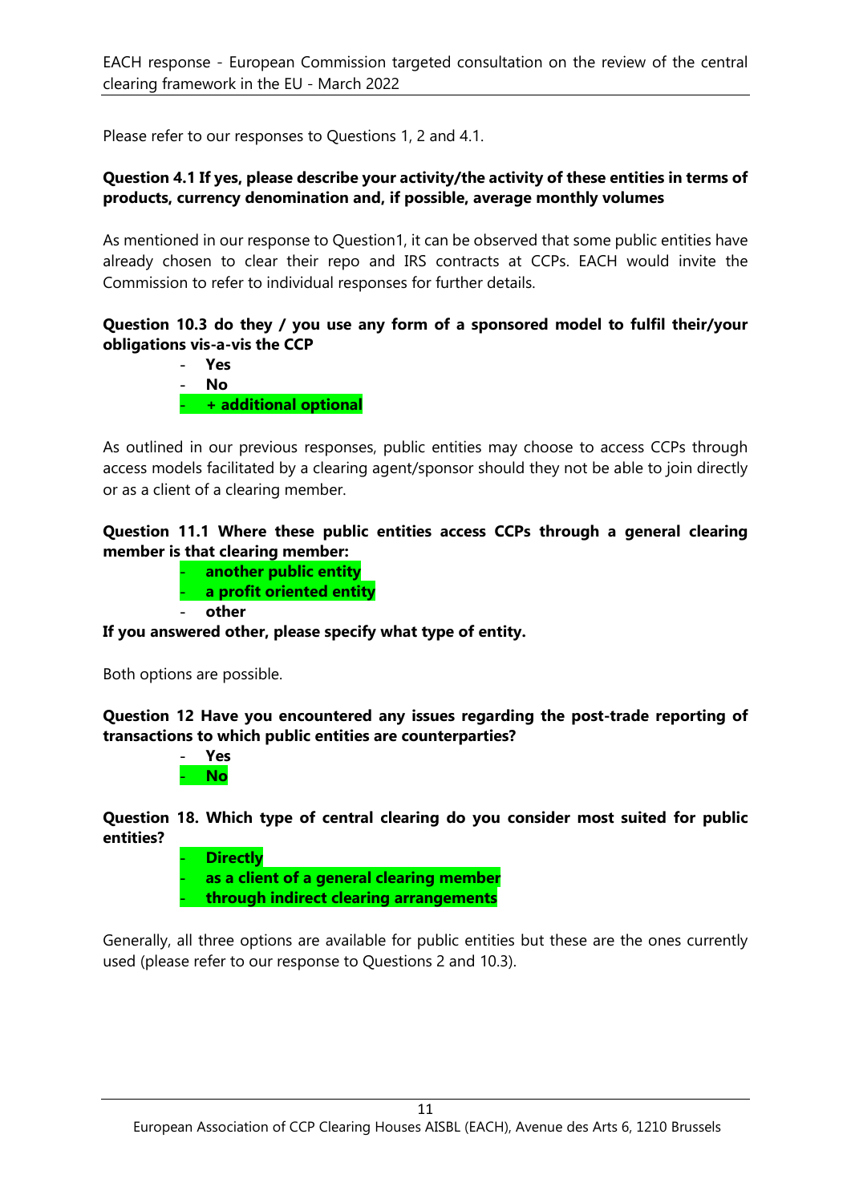Please refer to our responses to Questions 1, 2 and 4.1.

**Question 4.1 If yes, please describe your activity/the activity of these entities in terms of products, currency denomination and, if possible, average monthly volumes**

As mentioned in our response to Question1, it can be observed that some public entities have already chosen to clear their repo and IRS contracts at CCPs. EACH would invite the Commission to refer to individual responses for further details.

**Question 10.3 do they / you use any form of a sponsored model to fulfil their/your obligations vis-a-vis the CCP**

- **Yes**
- **No**
- **+ additional optional**

As outlined in our previous responses, public entities may choose to access CCPs through access models facilitated by a clearing agent/sponsor should they not be able to join directly or as a client of a clearing member.

**Question 11.1 Where these public entities access CCPs through a general clearing member is that clearing member:**

- **another public entity**
- **a profit oriented entity**
- **other**

**If you answered other, please specify what type of entity.**

Both options are possible.

**Question 12 Have you encountered any issues regarding the post-trade reporting of transactions to which public entities are counterparties?**

- **Yes**
- **No**

**Question 18. Which type of central clearing do you consider most suited for public entities?**

- **Directly**
- **as a client of a general clearing member**
- **through indirect clearing arrangements**

Generally, all three options are available for public entities but these are the ones currently used (please refer to our response to Questions 2 and 10.3).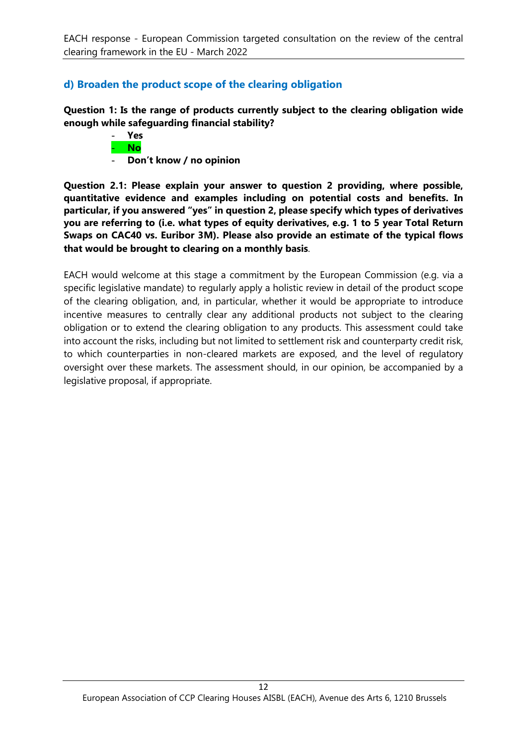### d) Broaden the product scope of the clearing obligation

**Question 1: Is the range of products currently subject to the clearing obligation wide enough while safeguarding financial stability?**

- **Yes**
- **No**
- **Don't know / no opinion**

**Question 2.1: Please explain your answer to question 2 providing, where possible, quantitative evidence and examples including on potential costs and benefits. In particular, if you answered "yes" in question 2, please specify which types of derivatives you are referring to (i.e. what types of equity derivatives, e.g. 1 to 5 year Total Return Swaps on CAC40 vs. Euribor 3M). Please also provide an estimate of the typical flows that would be brought to clearing on a monthly basis**.

EACH would welcome at this stage a commitment by the European Commission (e.g. via a specific legislative mandate) to regularly apply a holistic review in detail of the product scope of the clearing obligation, and, in particular, whether it would be appropriate to introduce incentive measures to centrally clear any additional products not subject to the clearing obligation or to extend the clearing obligation to any products. This assessment could take into account the risks, including but not limited to settlement risk and counterparty credit risk, to which counterparties in non-cleared markets are exposed, and the level of regulatory oversight over these markets. The assessment should, in our opinion, be accompanied by a legislative proposal, if appropriate.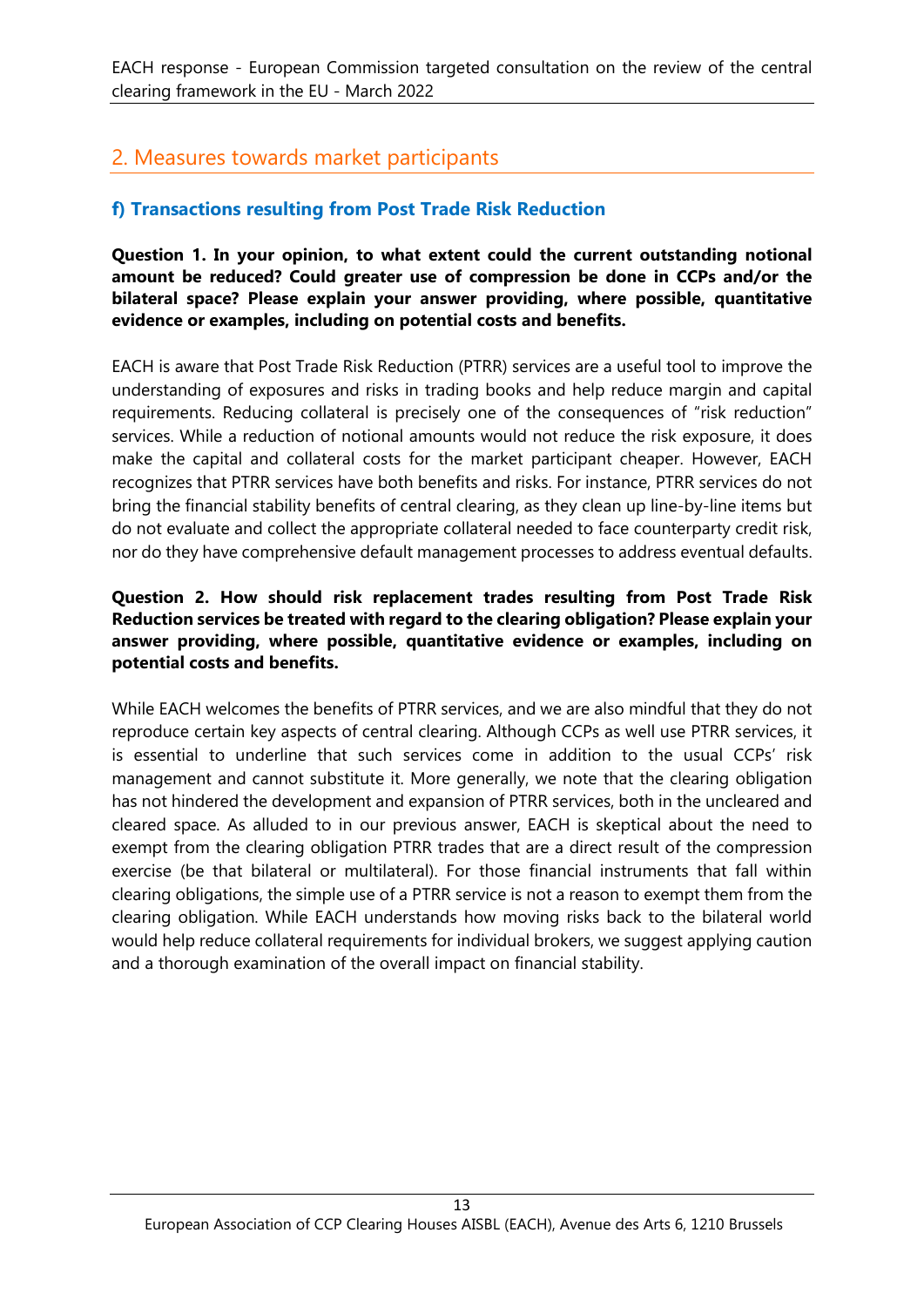## 2. Measures towards market participants

### f) Transactions resulting from Post Trade Risk Reduction

**Question 1. In your opinion, to what extent could the current outstanding notional amount be reduced? Could greater use of compression be done in CCPs and/or the bilateral space? Please explain your answer providing, where possible, quantitative evidence or examples, including on potential costs and benefits.**

EACH is aware that Post Trade Risk Reduction (PTRR) services are a useful tool to improve the understanding of exposures and risks in trading books and help reduce margin and capital requirements. Reducing collateral is precisely one of the consequences of "risk reduction" services. While a reduction of notional amounts would not reduce the risk exposure, it does make the capital and collateral costs for the market participant cheaper. However, EACH recognizes that PTRR services have both benefits and risks. For instance, PTRR services do not bring the financial stability benefits of central clearing, as they clean up line-by-line items but do not evaluate and collect the appropriate collateral needed to face counterparty credit risk, nor do they have comprehensive default management processes to address eventual defaults.

**Question 2. How should risk replacement trades resulting from Post Trade Risk Reduction services be treated with regard to the clearing obligation? Please explain your answer providing, where possible, quantitative evidence or examples, including on potential costs and benefits.**

While EACH welcomes the benefits of PTRR services, and we are also mindful that they do not reproduce certain key aspects of central clearing. Although CCPs as well use PTRR services, it is essential to underline that such services come in addition to the usual CCPs' risk management and cannot substitute it. More generally, we note that the clearing obligation has not hindered the development and expansion of PTRR services, both in the uncleared and cleared space. As alluded to in our previous answer, EACH is skeptical about the need to exempt from the clearing obligation PTRR trades that are a direct result of the compression exercise (be that bilateral or multilateral). For those financial instruments that fall within clearing obligations, the simple use of a PTRR service is not a reason to exempt them from the clearing obligation. While EACH understands how moving risks back to the bilateral world would help reduce collateral requirements for individual brokers, we suggest applying caution and a thorough examination of the overall impact on financial stability.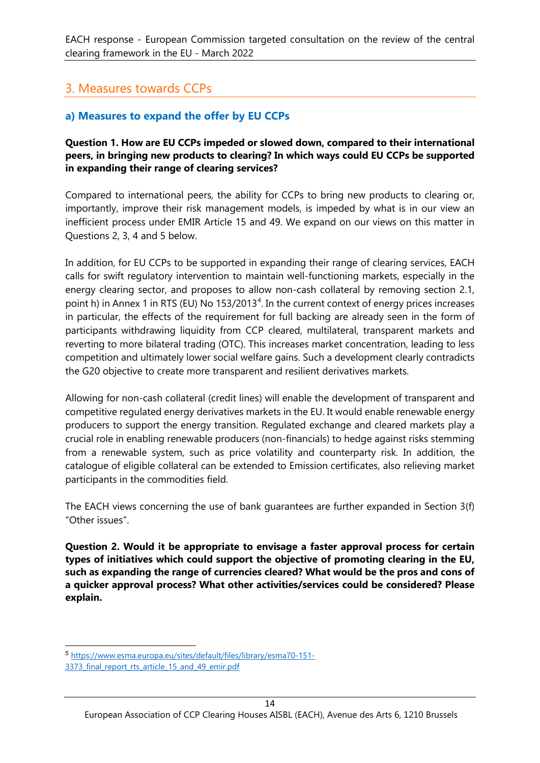## 3. Measures towards CCPs

### a) Measures to expand the offer by EU CCPs

**Question 1. How are EU CCPs impeded or slowed down, compared to their international peers, in bringing new products to clearing? In which ways could EU CCPs be supported in expanding their range of clearing services?**

Compared to international peers, the ability for CCPs to bring new products to clearing or, importantly, improve their risk management models, is impeded by what is in our view an inefficient process under EMIR Article 15 and 49. We expand on our views on this matter in Questions 2, 3, 4 and 5 below.

In addition, for EU CCPs to be supported in expanding their range of clearing services, EACH calls for swift regulatory intervention to maintain well-functioning markets, especially in the energy clearing sector, and proposes to allow non-cash collateral by removing section 2.1, point h) in Annex 1 in RTS (EU) No 153/2013[4]. In the current context of energy prices increases in particular, the effects of the requirement for full backing are already seen in the form of participants withdrawing liquidity from CCP cleared, multilateral, transparent markets and reverting to more bilateral trading (OTC). This increases market concentration, leading to less competition and ultimately lower social welfare gains. Such a development clearly contradicts the G20 objective to create more transparent and resilient derivatives markets.

Allowing for non-cash collateral (credit lines) will enable the development of transparent and competitive regulated energy derivatives markets in the EU. It would enable renewable energy producers to support the energy transition. Regulated exchange and cleared markets play a crucial role in enabling renewable producers (non-financials) to hedge against risks stemming from a renewable system, such as price volatility and counterparty risk. In addition, the catalogue of eligible collateral can be extended to Emission certificates, also relieving market participants in the commodities field.

The EACH views concerning the use of bank guarantees are further expanded in Section 3(f) "Other issues".

**Question 2. Would it be appropriate to envisage a faster approval process for certain types of initiatives which could support the objective of promoting clearing in the EU, such as expanding the range of currencies cleared? What would be the pros and cons of a quicker approval process? What other activities/services could be considered? Please explain.**

---

[5] https://www.esma.europa.eu/sites/default/files/library/esma70-151-3373_final_report_rts_article_15_and_49_emir.pdf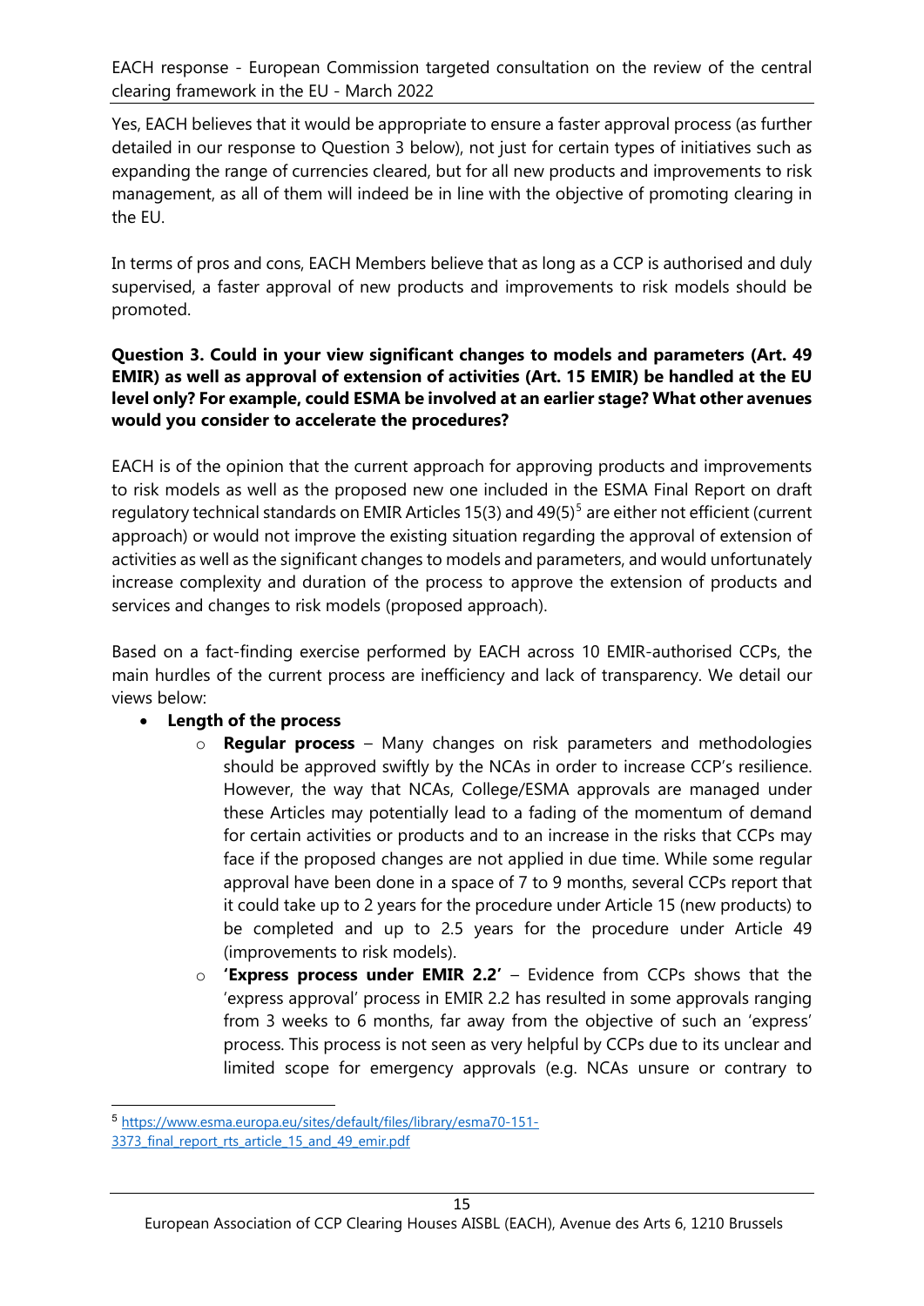Yes, EACH believes that it would be appropriate to ensure a faster approval process (as further detailed in our response to Question 3 below), not just for certain types of initiatives such as expanding the range of currencies cleared, but for all new products and improvements to risk management, as all of them will indeed be in line with the objective of promoting clearing in the EU.

In terms of pros and cons, EACH Members believe that as long as a CCP is authorised and duly supervised, a faster approval of new products and improvements to risk models should be promoted.

**Question 3. Could in your view significant changes to models and parameters (Art. 49 EMIR) as well as approval of extension of activities (Art. 15 EMIR) be handled at the EU level only? For example, could ESMA be involved at an earlier stage? What other avenues would you consider to accelerate the procedures?**

EACH is of the opinion that the current approach for approving products and improvements to risk models as well as the proposed new one included in the ESMA Final Report on draft regulatory technical standards on EMIR Articles 15(3) and 49(5)[5] are either not efficient (current approach) or would not improve the existing situation regarding the approval of extension of activities as well as the significant changes to models and parameters, and would unfortunately increase complexity and duration of the process to approve the extension of products and services and changes to risk models (proposed approach).

Based on a fact-finding exercise performed by EACH across 10 EMIR-authorised CCPs, the main hurdles of the current process are inefficiency and lack of transparency. We detail our views below:

- **Length of the process**
  - **Regular process** – Many changes on risk parameters and methodologies should be approved swiftly by the NCAs in order to increase CCP's resilience. However, the way that NCAs, College/ESMA approvals are managed under these Articles may potentially lead to a fading of the momentum of demand for certain activities or products and to an increase in the risks that CCPs may face if the proposed changes are not applied in due time. While some regular approval have been done in a space of 7 to 9 months, several CCPs report that it could take up to 2 years for the procedure under Article 15 (new products) to be completed and up to 2.5 years for the procedure under Article 49 (improvements to risk models).
  - **'Express process under EMIR 2.2'** – Evidence from CCPs shows that the 'express approval' process in EMIR 2.2 has resulted in some approvals ranging from 3 weeks to 6 months, far away from the objective of such an 'express' process. This process is not seen as very helpful by CCPs due to its unclear and limited scope for emergency approvals (e.g. NCAs unsure or contrary to

[5] https://www.esma.europa.eu/sites/default/files/library/esma70-151-3373_final_report_rts_article_15_and_49_emir.pdf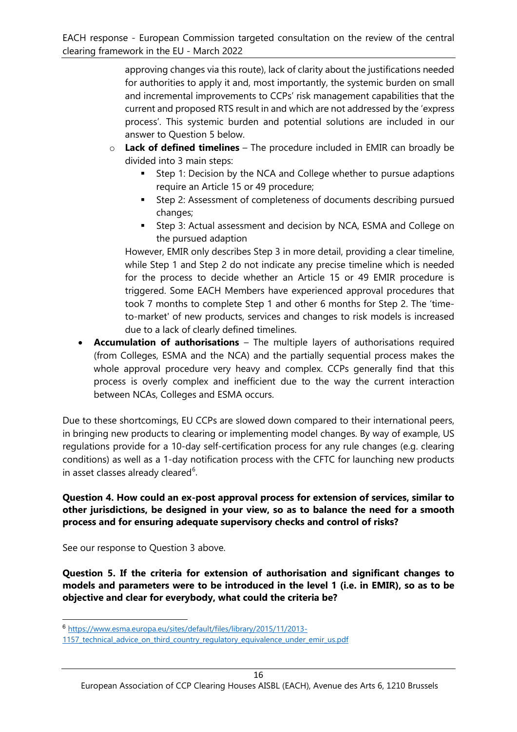approving changes via this route), lack of clarity about the justifications needed for authorities to apply it and, most importantly, the systemic burden on small and incremental improvements to CCPs' risk management capabilities that the current and proposed RTS result in and which are not addressed by the 'express process'. This systemic burden and potential solutions are included in our answer to Question 5 below.

- **Lack of defined timelines** – The procedure included in EMIR can broadly be divided into 3 main steps:
  - Step 1: Decision by the NCA and College whether to pursue adaptions require an Article 15 or 49 procedure;
  - Step 2: Assessment of completeness of documents describing pursued changes;
  - Step 3: Actual assessment and decision by NCA, ESMA and College on the pursued adaption

  However, EMIR only describes Step 3 in more detail, providing a clear timeline, while Step 1 and Step 2 do not indicate any precise timeline which is needed for the process to decide whether an Article 15 or 49 EMIR procedure is triggered. Some EACH Members have experienced approval procedures that took 7 months to complete Step 1 and other 6 months for Step 2. The 'time-to-market' of new products, services and changes to risk models is increased due to a lack of clearly defined timelines.

- **Accumulation of authorisations** – The multiple layers of authorisations required (from Colleges, ESMA and the NCA) and the partially sequential process makes the whole approval procedure very heavy and complex. CCPs generally find that this process is overly complex and inefficient due to the way the current interaction between NCAs, Colleges and ESMA occurs.

Due to these shortcomings, EU CCPs are slowed down compared to their international peers, in bringing new products to clearing or implementing model changes. By way of example, US regulations provide for a 10-day self-certification process for any rule changes (e.g. clearing conditions) as well as a 1-day notification process with the CFTC for launching new products in asset classes already cleared[6].

**Question 4. How could an ex-post approval process for extension of services, similar to other jurisdictions, be designed in your view, so as to balance the need for a smooth process and for ensuring adequate supervisory checks and control of risks?**

See our response to Question 3 above.

**Question 5. If the criteria for extension of authorisation and significant changes to models and parameters were to be introduced in the level 1 (i.e. in EMIR), so as to be objective and clear for everybody, what could the criteria be?**

---

[6] https://www.esma.europa.eu/sites/default/files/library/2015/11/2013-1157_technical_advice_on_third_country_regulatory_equivalence_under_emir_us.pdf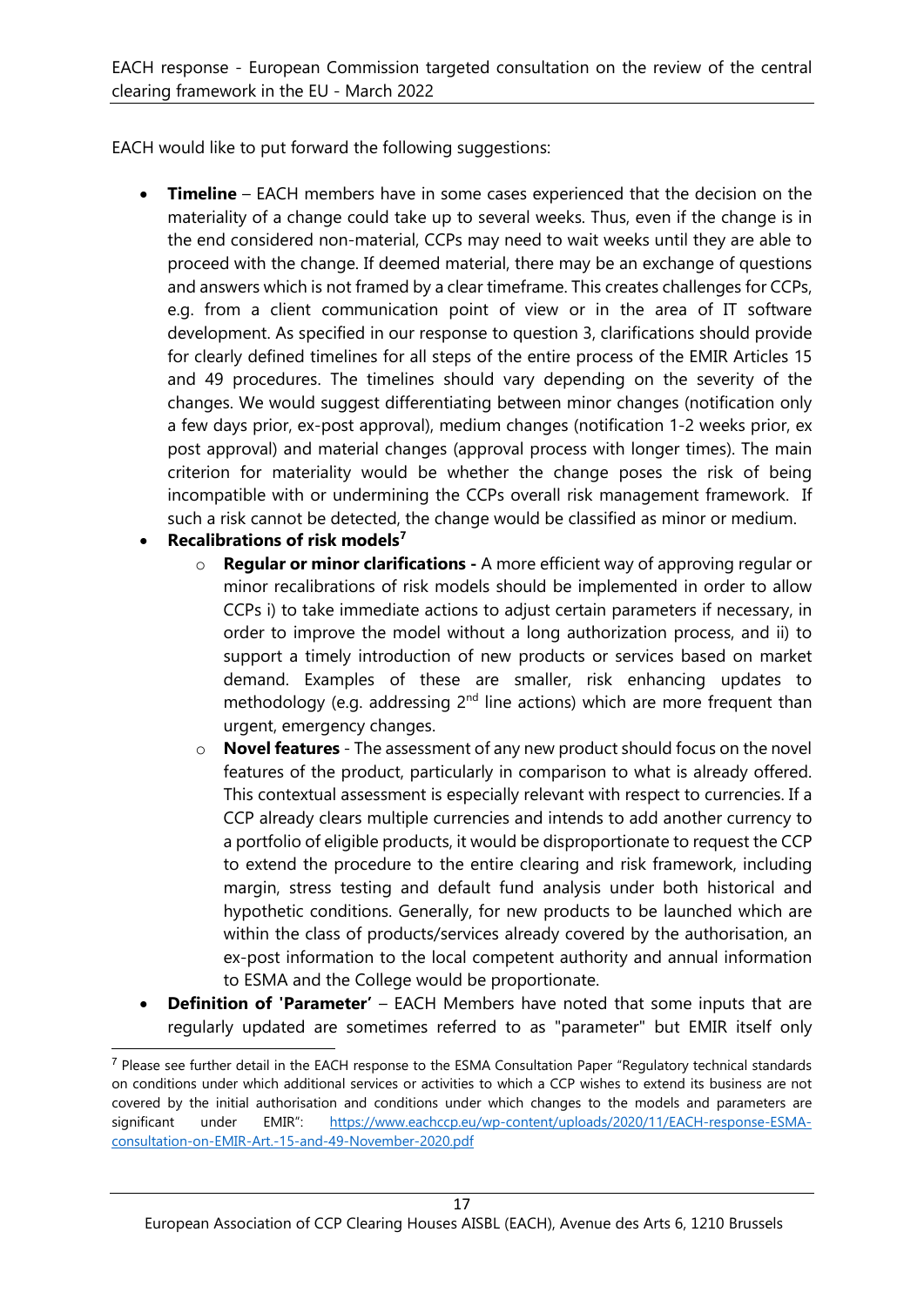EACH would like to put forward the following suggestions:

- **Timeline** – EACH members have in some cases experienced that the decision on the materiality of a change could take up to several weeks. Thus, even if the change is in the end considered non-material, CCPs may need to wait weeks until they are able to proceed with the change. If deemed material, there may be an exchange of questions and answers which is not framed by a clear timeframe. This creates challenges for CCPs, e.g. from a client communication point of view or in the area of IT software development. As specified in our response to question 3, clarifications should provide for clearly defined timelines for all steps of the entire process of the EMIR Articles 15 and 49 procedures. The timelines should vary depending on the severity of the changes. We would suggest differentiating between minor changes (notification only a few days prior, ex-post approval), medium changes (notification 1-2 weeks prior, ex post approval) and material changes (approval process with longer times). The main criterion for materiality would be whether the change poses the risk of being incompatible with or undermining the CCPs overall risk management framework. If such a risk cannot be detected, the change would be classified as minor or medium.
- **Recalibrations of risk models**[7]
  - **Regular or minor clarifications -** A more efficient way of approving regular or minor recalibrations of risk models should be implemented in order to allow CCPs i) to take immediate actions to adjust certain parameters if necessary, in order to improve the model without a long authorization process, and ii) to support a timely introduction of new products or services based on market demand. Examples of these are smaller, risk enhancing updates to methodology (e.g. addressing 2nd line actions) which are more frequent than urgent, emergency changes.
  - **Novel features** - The assessment of any new product should focus on the novel features of the product, particularly in comparison to what is already offered. This contextual assessment is especially relevant with respect to currencies. If a CCP already clears multiple currencies and intends to add another currency to a portfolio of eligible products, it would be disproportionate to request the CCP to extend the procedure to the entire clearing and risk framework, including margin, stress testing and default fund analysis under both historical and hypothetic conditions. Generally, for new products to be launched which are within the class of products/services already covered by the authorisation, an ex-post information to the local competent authority and annual information to ESMA and the College would be proportionate.
- **Definition of 'Parameter'** – EACH Members have noted that some inputs that are regularly updated are sometimes referred to as "parameter" but EMIR itself only

[7] Please see further detail in the EACH response to the ESMA Consultation Paper "Regulatory technical standards on conditions under which additional services or activities to which a CCP wishes to extend its business are not covered by the initial authorisation and conditions under which changes to the models and parameters are significant under EMIR": https://www.eachccp.eu/wp-content/uploads/2020/11/EACH-response-ESMA-consultation-on-EMIR-Art.-15-and-49-November-2020.pdf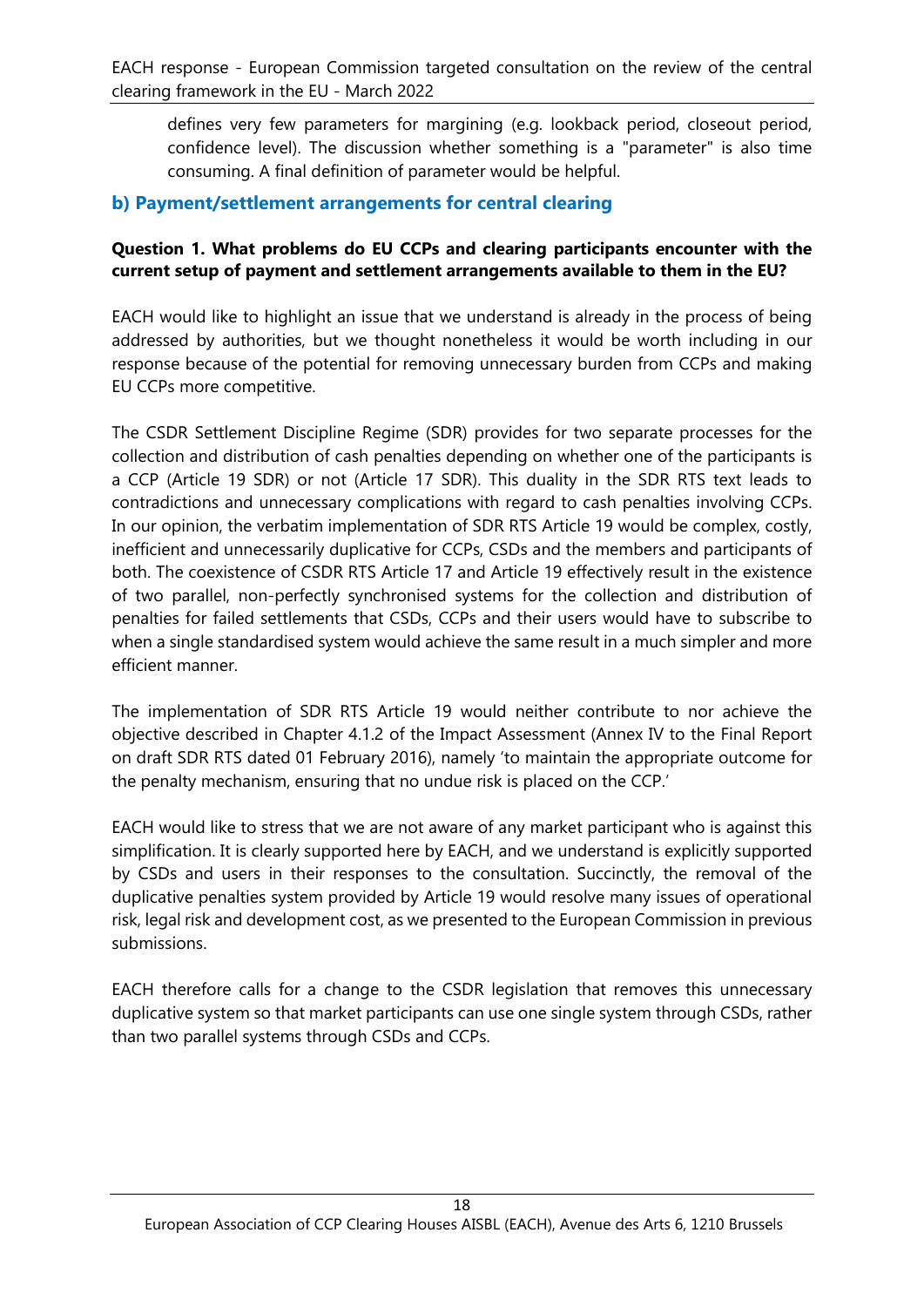defines very few parameters for margining (e.g. lookback period, closeout period, confidence level). The discussion whether something is a "parameter" is also time consuming. A final definition of parameter would be helpful.

### b) Payment/settlement arrangements for central clearing

**Question 1. What problems do EU CCPs and clearing participants encounter with the current setup of payment and settlement arrangements available to them in the EU?**

EACH would like to highlight an issue that we understand is already in the process of being addressed by authorities, but we thought nonetheless it would be worth including in our response because of the potential for removing unnecessary burden from CCPs and making EU CCPs more competitive.

The CSDR Settlement Discipline Regime (SDR) provides for two separate processes for the collection and distribution of cash penalties depending on whether one of the participants is a CCP (Article 19 SDR) or not (Article 17 SDR). This duality in the SDR RTS text leads to contradictions and unnecessary complications with regard to cash penalties involving CCPs. In our opinion, the verbatim implementation of SDR RTS Article 19 would be complex, costly, inefficient and unnecessarily duplicative for CCPs, CSDs and the members and participants of both. The coexistence of CSDR RTS Article 17 and Article 19 effectively result in the existence of two parallel, non-perfectly synchronised systems for the collection and distribution of penalties for failed settlements that CSDs, CCPs and their users would have to subscribe to when a single standardised system would achieve the same result in a much simpler and more efficient manner.

The implementation of SDR RTS Article 19 would neither contribute to nor achieve the objective described in Chapter 4.1.2 of the Impact Assessment (Annex IV to the Final Report on draft SDR RTS dated 01 February 2016), namely 'to maintain the appropriate outcome for the penalty mechanism, ensuring that no undue risk is placed on the CCP.'

EACH would like to stress that we are not aware of any market participant who is against this simplification. It is clearly supported here by EACH, and we understand is explicitly supported by CSDs and users in their responses to the consultation. Succinctly, the removal of the duplicative penalties system provided by Article 19 would resolve many issues of operational risk, legal risk and development cost, as we presented to the European Commission in previous submissions.

EACH therefore calls for a change to the CSDR legislation that removes this unnecessary duplicative system so that market participants can use one single system through CSDs, rather than two parallel systems through CSDs and CCPs.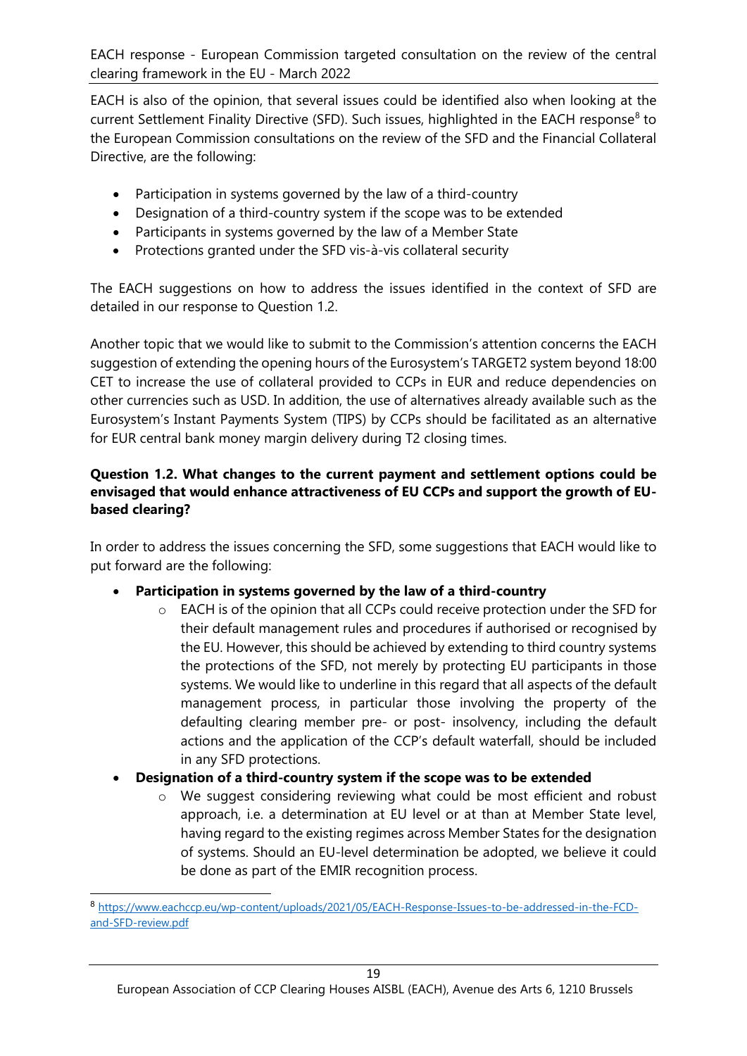EACH is also of the opinion, that several issues could be identified also when looking at the current Settlement Finality Directive (SFD). Such issues, highlighted in the EACH response[8] to the European Commission consultations on the review of the SFD and the Financial Collateral Directive, are the following:

- Participation in systems governed by the law of a third-country
- Designation of a third-country system if the scope was to be extended
- Participants in systems governed by the law of a Member State
- Protections granted under the SFD vis-à-vis collateral security

The EACH suggestions on how to address the issues identified in the context of SFD are detailed in our response to Question 1.2.

Another topic that we would like to submit to the Commission's attention concerns the EACH suggestion of extending the opening hours of the Eurosystem's TARGET2 system beyond 18:00 CET to increase the use of collateral provided to CCPs in EUR and reduce dependencies on other currencies such as USD. In addition, the use of alternatives already available such as the Eurosystem's Instant Payments System (TIPS) by CCPs should be facilitated as an alternative for EUR central bank money margin delivery during T2 closing times.

**Question 1.2. What changes to the current payment and settlement options could be envisaged that would enhance attractiveness of EU CCPs and support the growth of EU-based clearing?**

In order to address the issues concerning the SFD, some suggestions that EACH would like to put forward are the following:

- **Participation in systems governed by the law of a third-country**
  - EACH is of the opinion that all CCPs could receive protection under the SFD for their default management rules and procedures if authorised or recognised by the EU. However, this should be achieved by extending to third country systems the protections of the SFD, not merely by protecting EU participants in those systems. We would like to underline in this regard that all aspects of the default management process, in particular those involving the property of the defaulting clearing member pre- or post- insolvency, including the default actions and the application of the CCP's default waterfall, should be included in any SFD protections.
- **Designation of a third-country system if the scope was to be extended**
  - We suggest considering reviewing what could be most efficient and robust approach, i.e. a determination at EU level or at than at Member State level, having regard to the existing regimes across Member States for the designation of systems. Should an EU-level determination be adopted, we believe it could be done as part of the EMIR recognition process.

[8] https://www.eachccp.eu/wp-content/uploads/2021/05/EACH-Response-Issues-to-be-addressed-in-the-FCD-and-SFD-review.pdf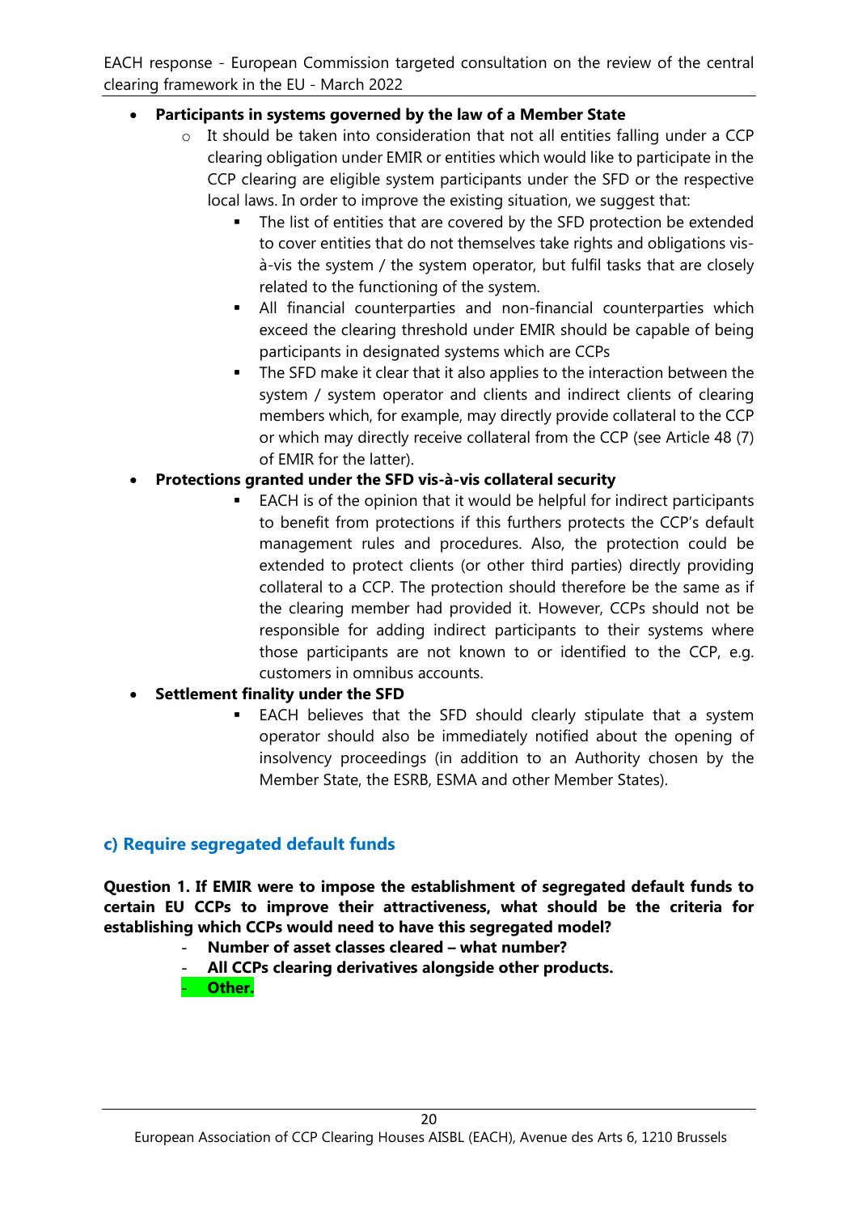- **Participants in systems governed by the law of a Member State**
  - It should be taken into consideration that not all entities falling under a CCP clearing obligation under EMIR or entities which would like to participate in the CCP clearing are eligible system participants under the SFD or the respective local laws. In order to improve the existing situation, we suggest that:
    - The list of entities that are covered by the SFD protection be extended to cover entities that do not themselves take rights and obligations vis-à-vis the system / the system operator, but fulfil tasks that are closely related to the functioning of the system.
    - All financial counterparties and non-financial counterparties which exceed the clearing threshold under EMIR should be capable of being participants in designated systems which are CCPs
    - The SFD make it clear that it also applies to the interaction between the system / system operator and clients and indirect clients of clearing members which, for example, may directly provide collateral to the CCP or which may directly receive collateral from the CCP (see Article 48 (7) of EMIR for the latter).
- **Protections granted under the SFD vis-à-vis collateral security**
  - EACH is of the opinion that it would be helpful for indirect participants to benefit from protections if this furthers protects the CCP's default management rules and procedures. Also, the protection could be extended to protect clients (or other third parties) directly providing collateral to a CCP. The protection should therefore be the same as if the clearing member had provided it. However, CCPs should not be responsible for adding indirect participants to their systems where those participants are not known to or identified to the CCP, e.g. customers in omnibus accounts.
- **Settlement finality under the SFD**
  - EACH believes that the SFD should clearly stipulate that a system operator should also be immediately notified about the opening of insolvency proceedings (in addition to an Authority chosen by the Member State, the ESRB, ESMA and other Member States).

### c) Require segregated default funds

**Question 1. If EMIR were to impose the establishment of segregated default funds to certain EU CCPs to improve their attractiveness, what should be the criteria for establishing which CCPs would need to have this segregated model?**

- **Number of asset classes cleared – what number?**
- **All CCPs clearing derivatives alongside other products.**
- **Other.**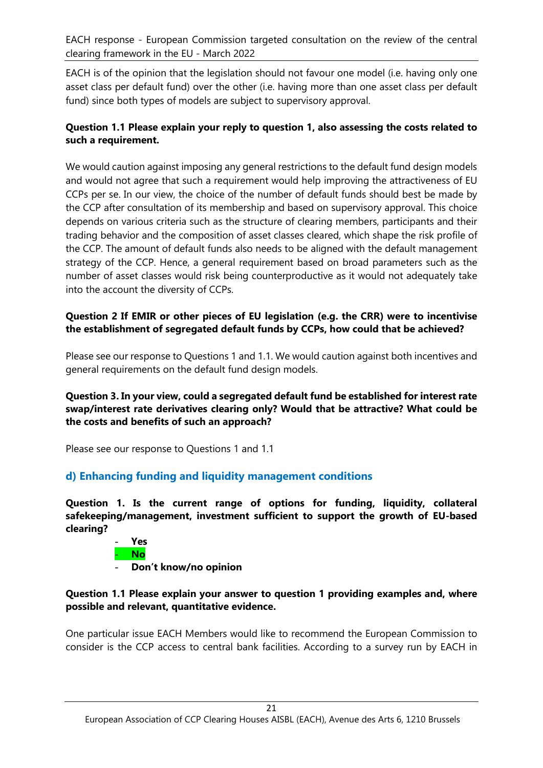EACH is of the opinion that the legislation should not favour one model (i.e. having only one asset class per default fund) over the other (i.e. having more than one asset class per default fund) since both types of models are subject to supervisory approval.

**Question 1.1 Please explain your reply to question 1, also assessing the costs related to such a requirement.**

We would caution against imposing any general restrictions to the default fund design models and would not agree that such a requirement would help improving the attractiveness of EU CCPs per se. In our view, the choice of the number of default funds should best be made by the CCP after consultation of its membership and based on supervisory approval. This choice depends on various criteria such as the structure of clearing members, participants and their trading behavior and the composition of asset classes cleared, which shape the risk profile of the CCP. The amount of default funds also needs to be aligned with the default management strategy of the CCP. Hence, a general requirement based on broad parameters such as the number of asset classes would risk being counterproductive as it would not adequately take into the account the diversity of CCPs.

**Question 2 If EMIR or other pieces of EU legislation (e.g. the CRR) were to incentivise the establishment of segregated default funds by CCPs, how could that be achieved?**

Please see our response to Questions 1 and 1.1. We would caution against both incentives and general requirements on the default fund design models.

**Question 3. In your view, could a segregated default fund be established for interest rate swap/interest rate derivatives clearing only? Would that be attractive? What could be the costs and benefits of such an approach?**

Please see our response to Questions 1 and 1.1

## d) Enhancing funding and liquidity management conditions

**Question 1. Is the current range of options for funding, liquidity, collateral safekeeping/management, investment sufficient to support the growth of EU-based clearing?**

- **Yes**
- **No**
- **Don't know/no opinion**

**Question 1.1 Please explain your answer to question 1 providing examples and, where possible and relevant, quantitative evidence.**

One particular issue EACH Members would like to recommend the European Commission to consider is the CCP access to central bank facilities. According to a survey run by EACH in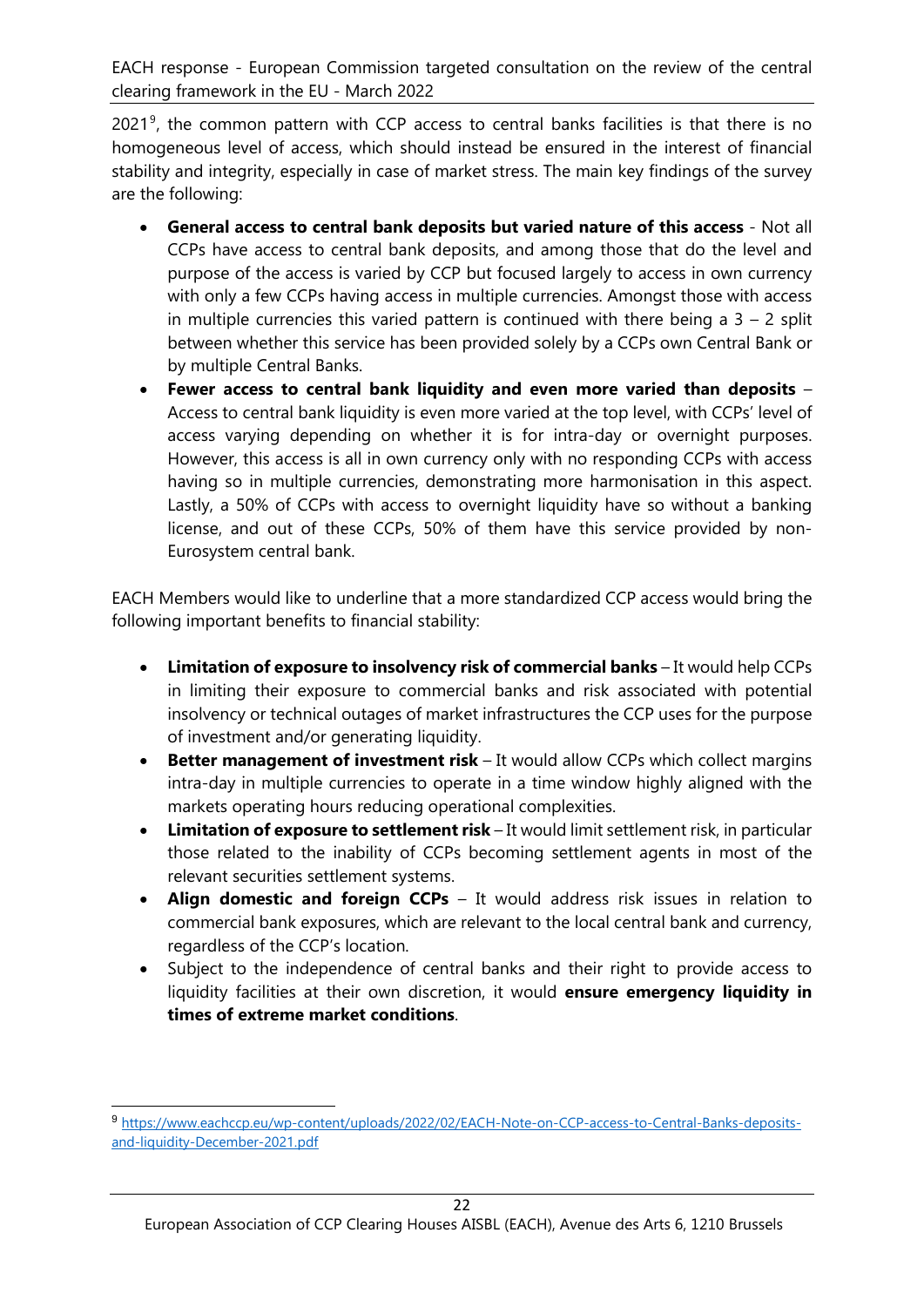2021[9], the common pattern with CCP access to central banks facilities is that there is no homogeneous level of access, which should instead be ensured in the interest of financial stability and integrity, especially in case of market stress. The main key findings of the survey are the following:

- **General access to central bank deposits but varied nature of this access** - Not all CCPs have access to central bank deposits, and among those that do the level and purpose of the access is varied by CCP but focused largely to access in own currency with only a few CCPs having access in multiple currencies. Amongst those with access in multiple currencies this varied pattern is continued with there being a 3 – 2 split between whether this service has been provided solely by a CCPs own Central Bank or by multiple Central Banks.
- **Fewer access to central bank liquidity and even more varied than deposits** – Access to central bank liquidity is even more varied at the top level, with CCPs' level of access varying depending on whether it is for intra-day or overnight purposes. However, this access is all in own currency only with no responding CCPs with access having so in multiple currencies, demonstrating more harmonisation in this aspect. Lastly, a 50% of CCPs with access to overnight liquidity have so without a banking license, and out of these CCPs, 50% of them have this service provided by non-Eurosystem central bank.

EACH Members would like to underline that a more standardized CCP access would bring the following important benefits to financial stability:

- **Limitation of exposure to insolvency risk of commercial banks** – It would help CCPs in limiting their exposure to commercial banks and risk associated with potential insolvency or technical outages of market infrastructures the CCP uses for the purpose of investment and/or generating liquidity.
- **Better management of investment risk** – It would allow CCPs which collect margins intra-day in multiple currencies to operate in a time window highly aligned with the markets operating hours reducing operational complexities.
- **Limitation of exposure to settlement risk** – It would limit settlement risk, in particular those related to the inability of CCPs becoming settlement agents in most of the relevant securities settlement systems.
- **Align domestic and foreign CCPs** – It would address risk issues in relation to commercial bank exposures, which are relevant to the local central bank and currency, regardless of the CCP's location.
- Subject to the independence of central banks and their right to provide access to liquidity facilities at their own discretion, it would **ensure emergency liquidity in times of extreme market conditions**.

---

[9] https://www.eachccp.eu/wp-content/uploads/2022/02/EACH-Note-on-CCP-access-to-Central-Banks-deposits-and-liquidity-December-2021.pdf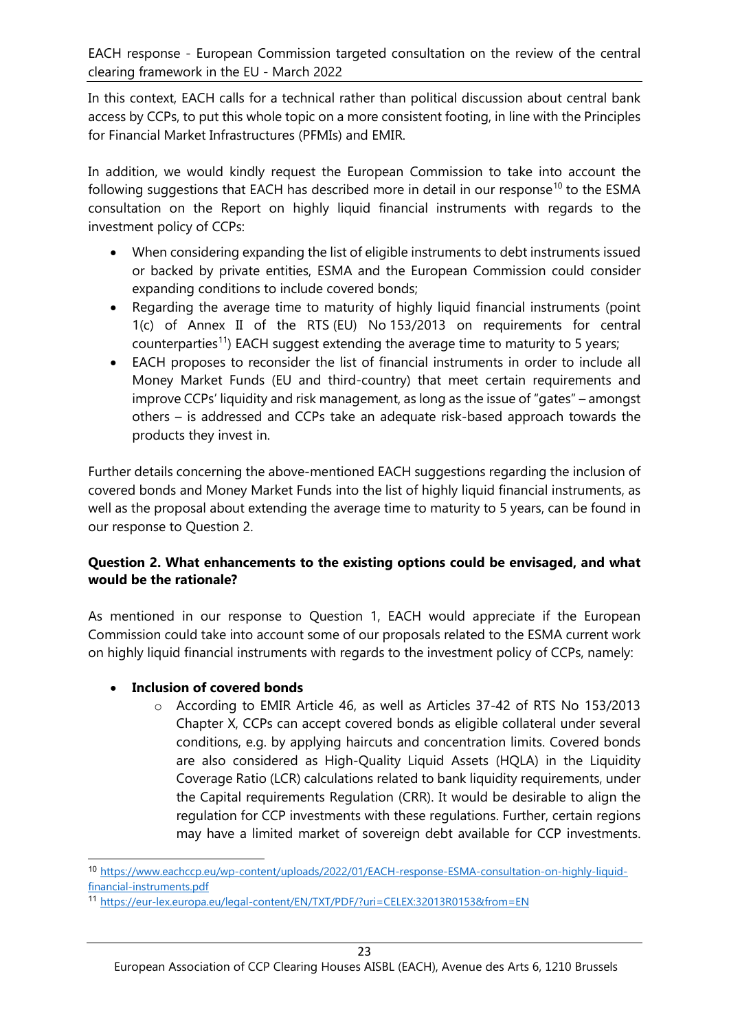In this context, EACH calls for a technical rather than political discussion about central bank access by CCPs, to put this whole topic on a more consistent footing, in line with the Principles for Financial Market Infrastructures (PFMIs) and EMIR.

In addition, we would kindly request the European Commission to take into account the following suggestions that EACH has described more in detail in our response[10] to the ESMA consultation on the Report on highly liquid financial instruments with regards to the investment policy of CCPs:

- When considering expanding the list of eligible instruments to debt instruments issued or backed by private entities, ESMA and the European Commission could consider expanding conditions to include covered bonds;
- Regarding the average time to maturity of highly liquid financial instruments (point 1(c) of Annex II of the RTS (EU) No 153/2013 on requirements for central counterparties[11]) EACH suggest extending the average time to maturity to 5 years;
- EACH proposes to reconsider the list of financial instruments in order to include all Money Market Funds (EU and third-country) that meet certain requirements and improve CCPs' liquidity and risk management, as long as the issue of "gates" – amongst others – is addressed and CCPs take an adequate risk-based approach towards the products they invest in.

Further details concerning the above-mentioned EACH suggestions regarding the inclusion of covered bonds and Money Market Funds into the list of highly liquid financial instruments, as well as the proposal about extending the average time to maturity to 5 years, can be found in our response to Question 2.

**Question 2. What enhancements to the existing options could be envisaged, and what would be the rationale?**

As mentioned in our response to Question 1, EACH would appreciate if the European Commission could take into account some of our proposals related to the ESMA current work on highly liquid financial instruments with regards to the investment policy of CCPs, namely:

- **Inclusion of covered bonds**
  - According to EMIR Article 46, as well as Articles 37-42 of RTS No 153/2013 Chapter X, CCPs can accept covered bonds as eligible collateral under several conditions, e.g. by applying haircuts and concentration limits. Covered bonds are also considered as High-Quality Liquid Assets (HQLA) in the Liquidity Coverage Ratio (LCR) calculations related to bank liquidity requirements, under the Capital requirements Regulation (CRR). It would be desirable to align the regulation for CCP investments with these regulations. Further, certain regions may have a limited market of sovereign debt available for CCP investments.

---

[10] https://www.eachccp.eu/wp-content/uploads/2022/01/EACH-response-ESMA-consultation-on-highly-liquid-financial-instruments.pdf

[11] https://eur-lex.europa.eu/legal-content/EN/TXT/PDF/?uri=CELEX:32013R0153&from=EN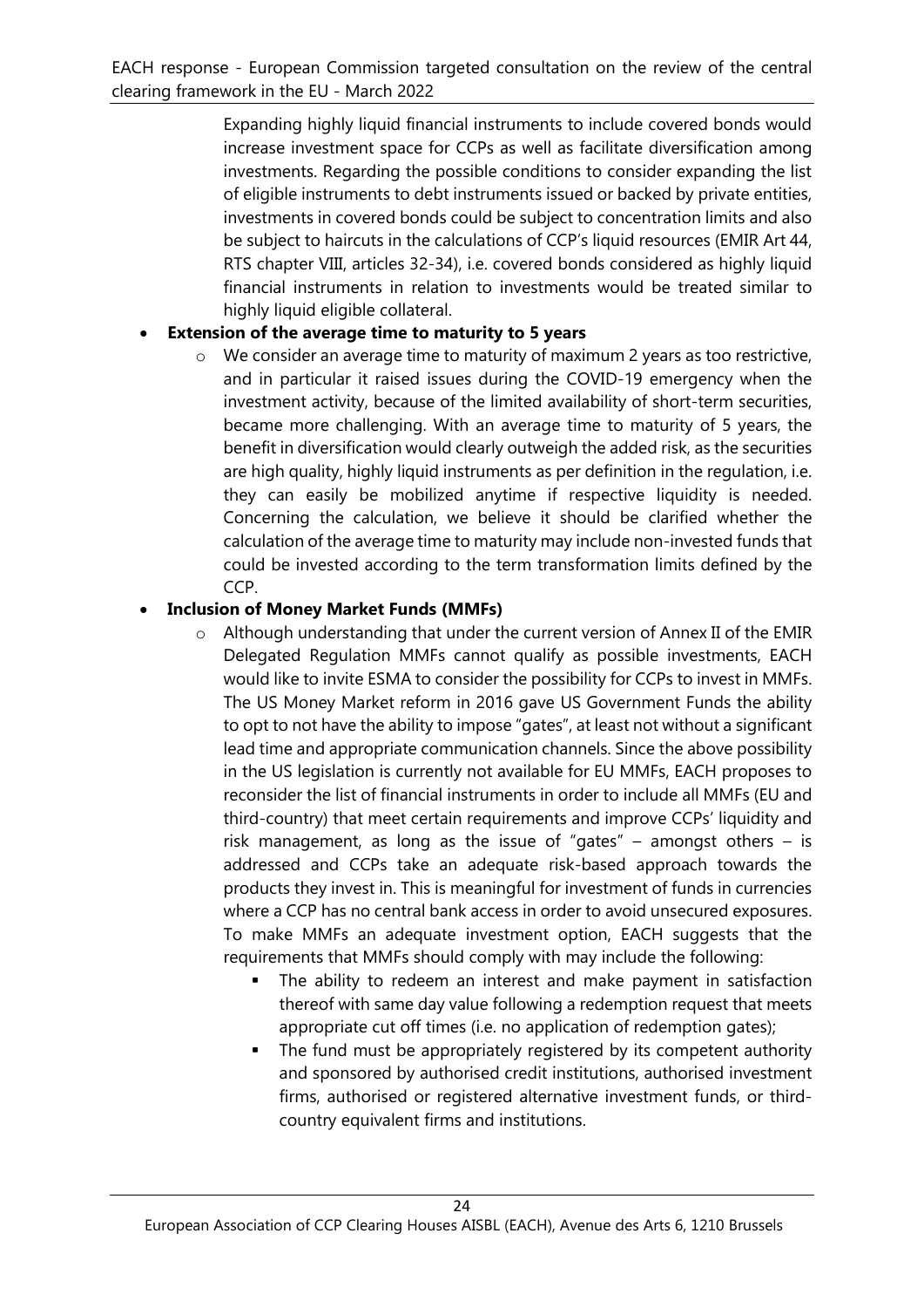Expanding highly liquid financial instruments to include covered bonds would increase investment space for CCPs as well as facilitate diversification among investments. Regarding the possible conditions to consider expanding the list of eligible instruments to debt instruments issued or backed by private entities, investments in covered bonds could be subject to concentration limits and also be subject to haircuts in the calculations of CCP's liquid resources (EMIR Art 44, RTS chapter VIII, articles 32-34), i.e. covered bonds considered as highly liquid financial instruments in relation to investments would be treated similar to highly liquid eligible collateral.

- **Extension of the average time to maturity to 5 years**
  - We consider an average time to maturity of maximum 2 years as too restrictive, and in particular it raised issues during the COVID-19 emergency when the investment activity, because of the limited availability of short-term securities, became more challenging. With an average time to maturity of 5 years, the benefit in diversification would clearly outweigh the added risk, as the securities are high quality, highly liquid instruments as per definition in the regulation, i.e. they can easily be mobilized anytime if respective liquidity is needed. Concerning the calculation, we believe it should be clarified whether the calculation of the average time to maturity may include non-invested funds that could be invested according to the term transformation limits defined by the CCP.
- **Inclusion of Money Market Funds (MMFs)**
  - Although understanding that under the current version of Annex II of the EMIR Delegated Regulation MMFs cannot qualify as possible investments, EACH would like to invite ESMA to consider the possibility for CCPs to invest in MMFs. The US Money Market reform in 2016 gave US Government Funds the ability to opt to not have the ability to impose "gates", at least not without a significant lead time and appropriate communication channels. Since the above possibility in the US legislation is currently not available for EU MMFs, EACH proposes to reconsider the list of financial instruments in order to include all MMFs (EU and third-country) that meet certain requirements and improve CCPs' liquidity and risk management, as long as the issue of "gates" – amongst others – is addressed and CCPs take an adequate risk-based approach towards the products they invest in. This is meaningful for investment of funds in currencies where a CCP has no central bank access in order to avoid unsecured exposures. To make MMFs an adequate investment option, EACH suggests that the requirements that MMFs should comply with may include the following:
    - The ability to redeem an interest and make payment in satisfaction thereof with same day value following a redemption request that meets appropriate cut off times (i.e. no application of redemption gates);
    - The fund must be appropriately registered by its competent authority and sponsored by authorised credit institutions, authorised investment firms, authorised or registered alternative investment funds, or third-country equivalent firms and institutions.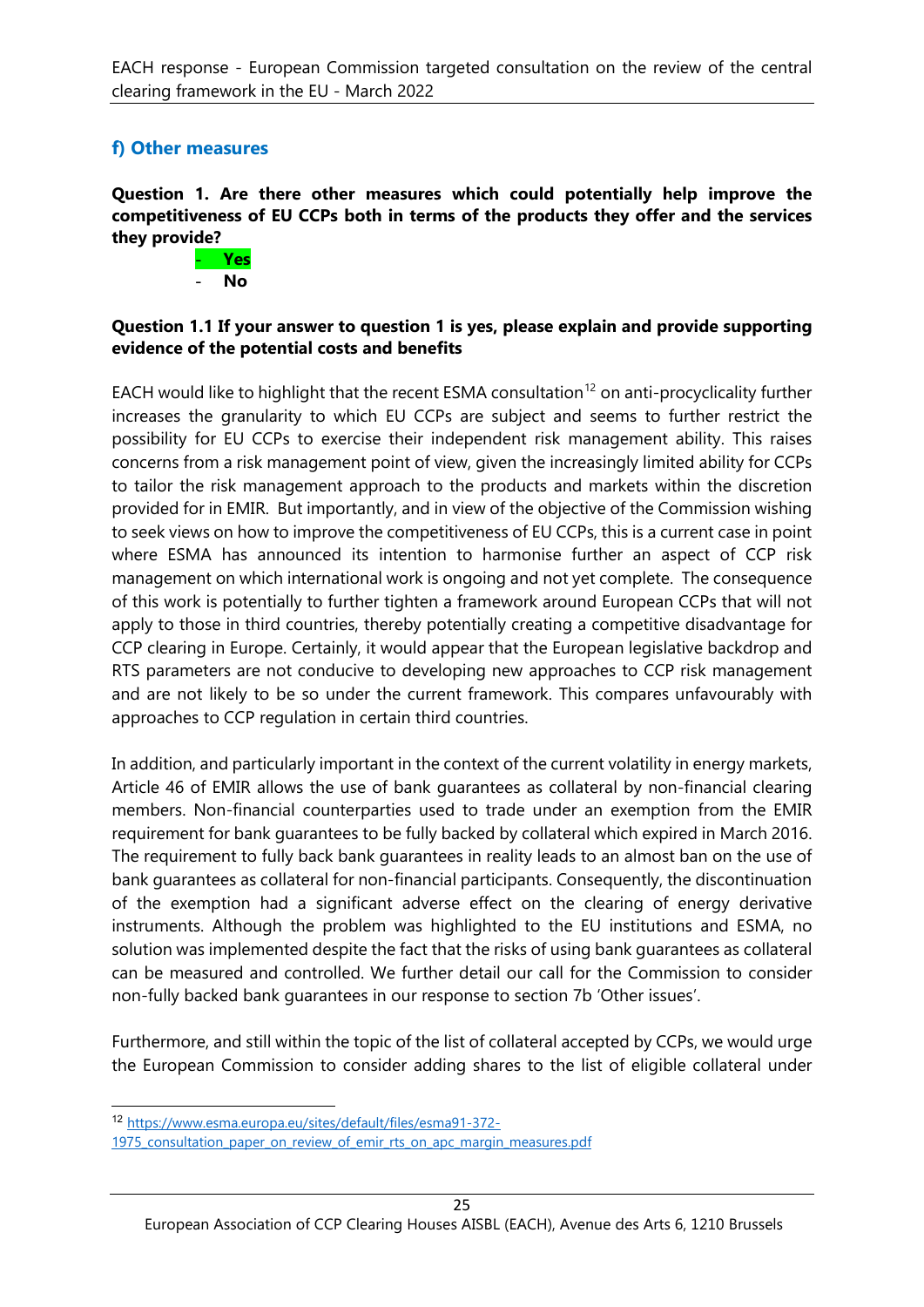## f) Other measures

**Question 1. Are there other measures which could potentially help improve the competitiveness of EU CCPs both in terms of the products they offer and the services they provide?**

- **Yes**
- **No**

**Question 1.1 If your answer to question 1 is yes, please explain and provide supporting evidence of the potential costs and benefits**

EACH would like to highlight that the recent ESMA consultation[12] on anti-procyclicality further increases the granularity to which EU CCPs are subject and seems to further restrict the possibility for EU CCPs to exercise their independent risk management ability. This raises concerns from a risk management point of view, given the increasingly limited ability for CCPs to tailor the risk management approach to the products and markets within the discretion provided for in EMIR. But importantly, and in view of the objective of the Commission wishing to seek views on how to improve the competitiveness of EU CCPs, this is a current case in point where ESMA has announced its intention to harmonise further an aspect of CCP risk management on which international work is ongoing and not yet complete. The consequence of this work is potentially to further tighten a framework around European CCPs that will not apply to those in third countries, thereby potentially creating a competitive disadvantage for CCP clearing in Europe. Certainly, it would appear that the European legislative backdrop and RTS parameters are not conducive to developing new approaches to CCP risk management and are not likely to be so under the current framework. This compares unfavourably with approaches to CCP regulation in certain third countries.

In addition, and particularly important in the context of the current volatility in energy markets, Article 46 of EMIR allows the use of bank guarantees as collateral by non-financial clearing members. Non-financial counterparties used to trade under an exemption from the EMIR requirement for bank guarantees to be fully backed by collateral which expired in March 2016. The requirement to fully back bank guarantees in reality leads to an almost ban on the use of bank guarantees as collateral for non-financial participants. Consequently, the discontinuation of the exemption had a significant adverse effect on the clearing of energy derivative instruments. Although the problem was highlighted to the EU institutions and ESMA, no solution was implemented despite the fact that the risks of using bank guarantees as collateral can be measured and controlled. We further detail our call for the Commission to consider non-fully backed bank guarantees in our response to section 7b 'Other issues'.

Furthermore, and still within the topic of the list of collateral accepted by CCPs, we would urge the European Commission to consider adding shares to the list of eligible collateral under

[12] https://www.esma.europa.eu/sites/default/files/esma91-372-1975_consultation_paper_on_review_of_emir_rts_on_apc_margin_measures.pdf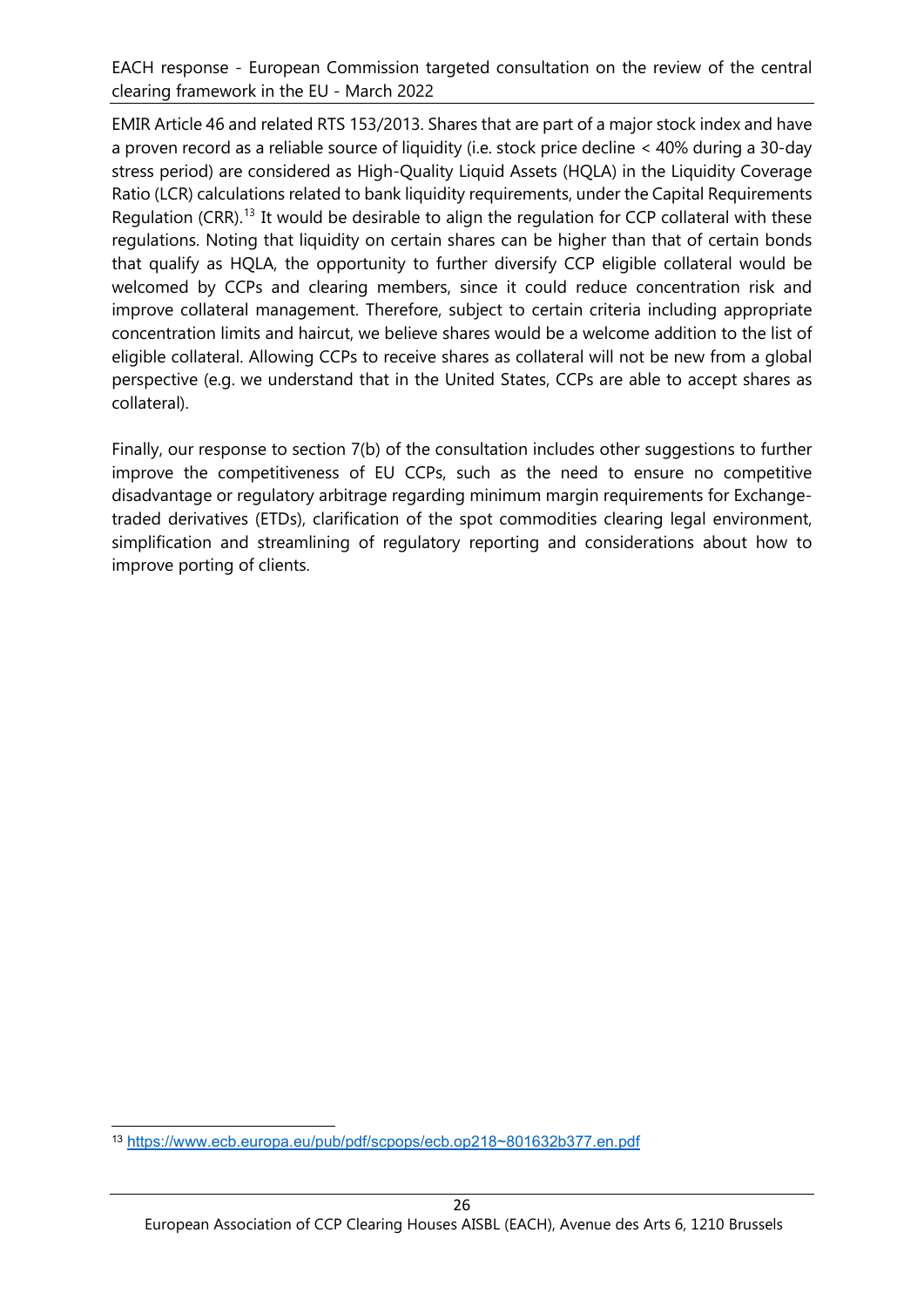EMIR Article 46 and related RTS 153/2013. Shares that are part of a major stock index and have a proven record as a reliable source of liquidity (i.e. stock price decline < 40% during a 30-day stress period) are considered as High-Quality Liquid Assets (HQLA) in the Liquidity Coverage Ratio (LCR) calculations related to bank liquidity requirements, under the Capital Requirements Regulation (CRR).[13] It would be desirable to align the regulation for CCP collateral with these regulations. Noting that liquidity on certain shares can be higher than that of certain bonds that qualify as HQLA, the opportunity to further diversify CCP eligible collateral would be welcomed by CCPs and clearing members, since it could reduce concentration risk and improve collateral management. Therefore, subject to certain criteria including appropriate concentration limits and haircut, we believe shares would be a welcome addition to the list of eligible collateral. Allowing CCPs to receive shares as collateral will not be new from a global perspective (e.g. we understand that in the United States, CCPs are able to accept shares as collateral).

Finally, our response to section 7(b) of the consultation includes other suggestions to further improve the competitiveness of EU CCPs, such as the need to ensure no competitive disadvantage or regulatory arbitrage regarding minimum margin requirements for Exchange-traded derivatives (ETDs), clarification of the spot commodities clearing legal environment, simplification and streamlining of regulatory reporting and considerations about how to improve porting of clients.

---

[13] https://www.ecb.europa.eu/pub/pdf/scpops/ecb.op218~801632b377.en.pdf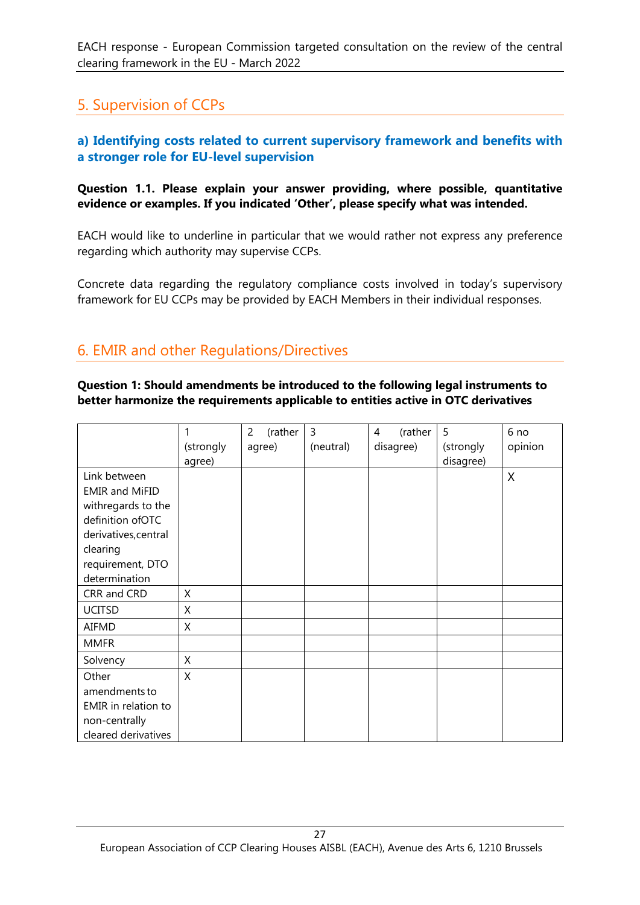## 5. Supervision of CCPs

### a) Identifying costs related to current supervisory framework and benefits with a stronger role for EU-level supervision

**Question 1.1. Please explain your answer providing, where possible, quantitative evidence or examples. If you indicated 'Other', please specify what was intended.**

EACH would like to underline in particular that we would rather not express any preference regarding which authority may supervise CCPs.

Concrete data regarding the regulatory compliance costs involved in today's supervisory framework for EU CCPs may be provided by EACH Members in their individual responses.

## 6. EMIR and other Regulations/Directives

**Question 1: Should amendments be introduced to the following legal instruments to better harmonize the requirements applicable to entities active in OTC derivatives**

| | 1 (strongly agree) | 2 (rather agree) | 3 (neutral) | 4 (rather disagree) | 5 (strongly disagree) | 6 no opinion |
|---|---|---|---|---|---|---|
| Link between EMIR and MiFID withregards to the definition ofOTC derivatives,central clearing requirement, DTO determination | | | | | | X |
| CRR and CRD | X | | | | | |
| UCITSD | X | | | | | |
| AIFMD | X | | | | | |
| MMFR | | | | | | |
| Solvency | X | | | | | |
| Other amendments to EMIR in relation to non-centrally cleared derivatives | X | | | | | |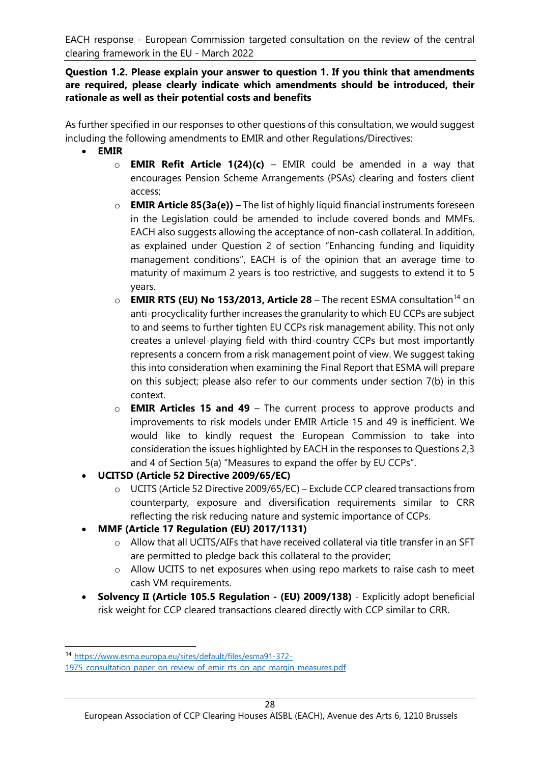**Question 1.2. Please explain your answer to question 1. If you think that amendments are required, please clearly indicate which amendments should be introduced, their rationale as well as their potential costs and benefits**

As further specified in our responses to other questions of this consultation, we would suggest including the following amendments to EMIR and other Regulations/Directives:

- **EMIR**
  - **EMIR Refit Article 1(24)(c)** – EMIR could be amended in a way that encourages Pension Scheme Arrangements (PSAs) clearing and fosters client access;
  - **EMIR Article 85(3a(e))** – The list of highly liquid financial instruments foreseen in the Legislation could be amended to include covered bonds and MMFs. EACH also suggests allowing the acceptance of non-cash collateral. In addition, as explained under Question 2 of section "Enhancing funding and liquidity management conditions", EACH is of the opinion that an average time to maturity of maximum 2 years is too restrictive, and suggests to extend it to 5 years.
  - **EMIR RTS (EU) No 153/2013, Article 28** – The recent ESMA consultation[14] on anti-procyclicality further increases the granularity to which EU CCPs are subject to and seems to further tighten EU CCPs risk management ability. This not only creates a unlevel-playing field with third-country CCPs but most importantly represents a concern from a risk management point of view. We suggest taking this into consideration when examining the Final Report that ESMA will prepare on this subject; please also refer to our comments under section 7(b) in this context.
  - **EMIR Articles 15 and 49** – The current process to approve products and improvements to risk models under EMIR Article 15 and 49 is inefficient. We would like to kindly request the European Commission to take into consideration the issues highlighted by EACH in the responses to Questions 2,3 and 4 of Section 5(a) "Measures to expand the offer by EU CCPs".
- **UCITSD (Article 52 Directive 2009/65/EC)**
  - UCITS (Article 52 Directive 2009/65/EC) – Exclude CCP cleared transactions from counterparty, exposure and diversification requirements similar to CRR reflecting the risk reducing nature and systemic importance of CCPs.
- **MMF (Article 17 Regulation (EU) 2017/1131)**
  - Allow that all UCITS/AIFs that have received collateral via title transfer in an SFT are permitted to pledge back this collateral to the provider;
  - Allow UCITS to net exposures when using repo markets to raise cash to meet cash VM requirements.
- **Solvency II (Article 105.5 Regulation - (EU) 2009/138)** - Explicitly adopt beneficial risk weight for CCP cleared transactions cleared directly with CCP similar to CRR.

[14] https://www.esma.europa.eu/sites/default/files/esma91-372-1975_consultation_paper_on_review_of_emir_rts_on_apc_margin_measures.pdf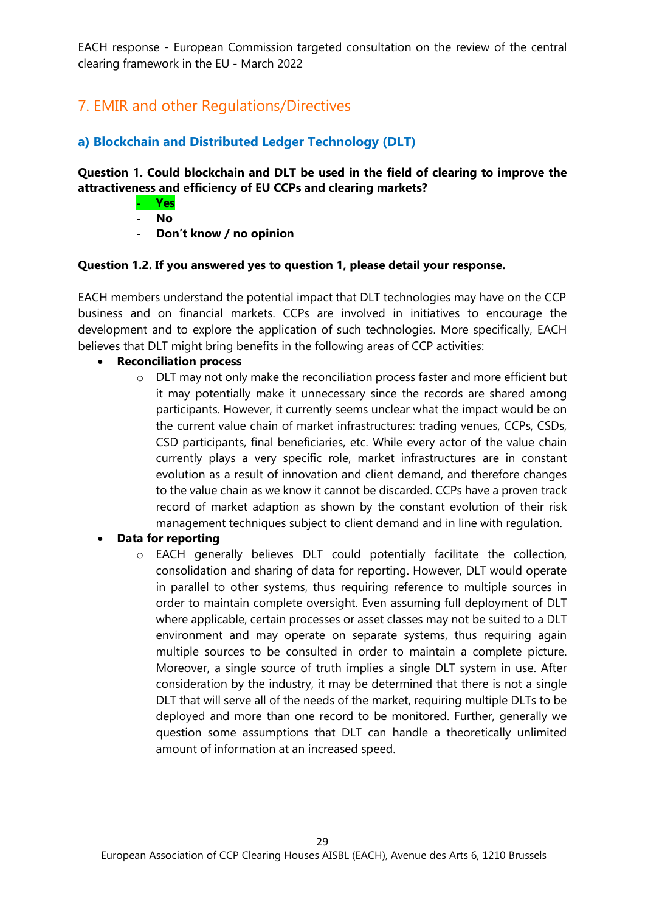## 7. EMIR and other Regulations/Directives

### a) Blockchain and Distributed Ledger Technology (DLT)

**Question 1. Could blockchain and DLT be used in the field of clearing to improve the attractiveness and efficiency of EU CCPs and clearing markets?**

- **Yes**
- **No**
- **Don´t know / no opinion**

**Question 1.2. If you answered yes to question 1, please detail your response.**

EACH members understand the potential impact that DLT technologies may have on the CCP business and on financial markets. CCPs are involved in initiatives to encourage the development and to explore the application of such technologies. More specifically, EACH believes that DLT might bring benefits in the following areas of CCP activities:

- **Reconciliation process**
  - DLT may not only make the reconciliation process faster and more efficient but it may potentially make it unnecessary since the records are shared among participants. However, it currently seems unclear what the impact would be on the current value chain of market infrastructures: trading venues, CCPs, CSDs, CSD participants, final beneficiaries, etc. While every actor of the value chain currently plays a very specific role, market infrastructures are in constant evolution as a result of innovation and client demand, and therefore changes to the value chain as we know it cannot be discarded. CCPs have a proven track record of market adaption as shown by the constant evolution of their risk management techniques subject to client demand and in line with regulation.
- **Data for reporting**
  - EACH generally believes DLT could potentially facilitate the collection, consolidation and sharing of data for reporting. However, DLT would operate in parallel to other systems, thus requiring reference to multiple sources in order to maintain complete oversight. Even assuming full deployment of DLT where applicable, certain processes or asset classes may not be suited to a DLT environment and may operate on separate systems, thus requiring again multiple sources to be consulted in order to maintain a complete picture. Moreover, a single source of truth implies a single DLT system in use. After consideration by the industry, it may be determined that there is not a single DLT that will serve all of the needs of the market, requiring multiple DLTs to be deployed and more than one record to be monitored. Further, generally we question some assumptions that DLT can handle a theoretically unlimited amount of information at an increased speed.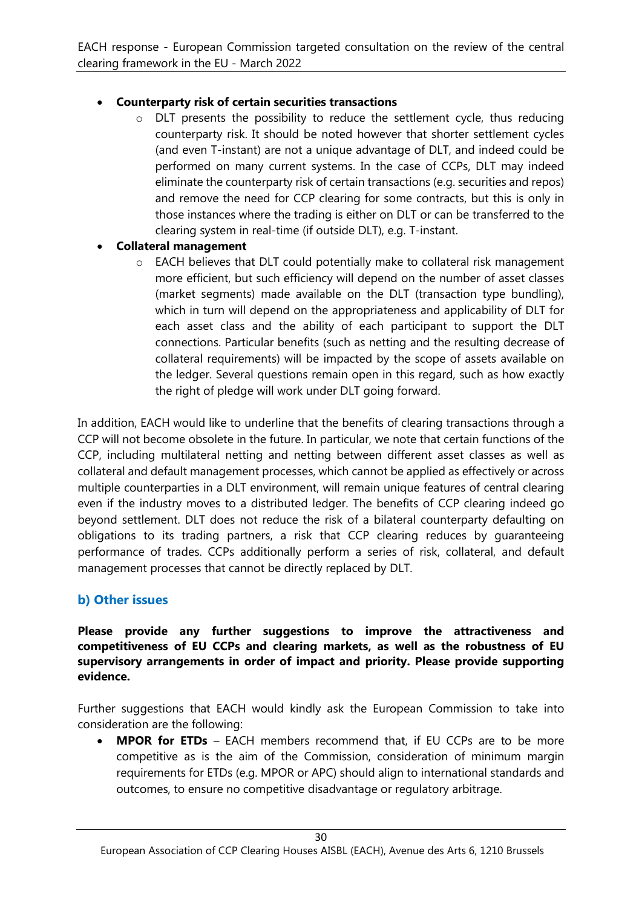- **Counterparty risk of certain securities transactions**
  - DLT presents the possibility to reduce the settlement cycle, thus reducing counterparty risk. It should be noted however that shorter settlement cycles (and even T-instant) are not a unique advantage of DLT, and indeed could be performed on many current systems. In the case of CCPs, DLT may indeed eliminate the counterparty risk of certain transactions (e.g. securities and repos) and remove the need for CCP clearing for some contracts, but this is only in those instances where the trading is either on DLT or can be transferred to the clearing system in real-time (if outside DLT), e.g. T-instant.
- **Collateral management**
  - EACH believes that DLT could potentially make to collateral risk management more efficient, but such efficiency will depend on the number of asset classes (market segments) made available on the DLT (transaction type bundling), which in turn will depend on the appropriateness and applicability of DLT for each asset class and the ability of each participant to support the DLT connections. Particular benefits (such as netting and the resulting decrease of collateral requirements) will be impacted by the scope of assets available on the ledger. Several questions remain open in this regard, such as how exactly the right of pledge will work under DLT going forward.

In addition, EACH would like to underline that the benefits of clearing transactions through a CCP will not become obsolete in the future. In particular, we note that certain functions of the CCP, including multilateral netting and netting between different asset classes as well as collateral and default management processes, which cannot be applied as effectively or across multiple counterparties in a DLT environment, will remain unique features of central clearing even if the industry moves to a distributed ledger. The benefits of CCP clearing indeed go beyond settlement. DLT does not reduce the risk of a bilateral counterparty defaulting on obligations to its trading partners, a risk that CCP clearing reduces by guaranteeing performance of trades. CCPs additionally perform a series of risk, collateral, and default management processes that cannot be directly replaced by DLT.

### b) Other issues

**Please provide any further suggestions to improve the attractiveness and competitiveness of EU CCPs and clearing markets, as well as the robustness of EU supervisory arrangements in order of impact and priority. Please provide supporting evidence.**

Further suggestions that EACH would kindly ask the European Commission to take into consideration are the following:

- **MPOR for ETDs** – EACH members recommend that, if EU CCPs are to be more competitive as is the aim of the Commission, consideration of minimum margin requirements for ETDs (e.g. MPOR or APC) should align to international standards and outcomes, to ensure no competitive disadvantage or regulatory arbitrage.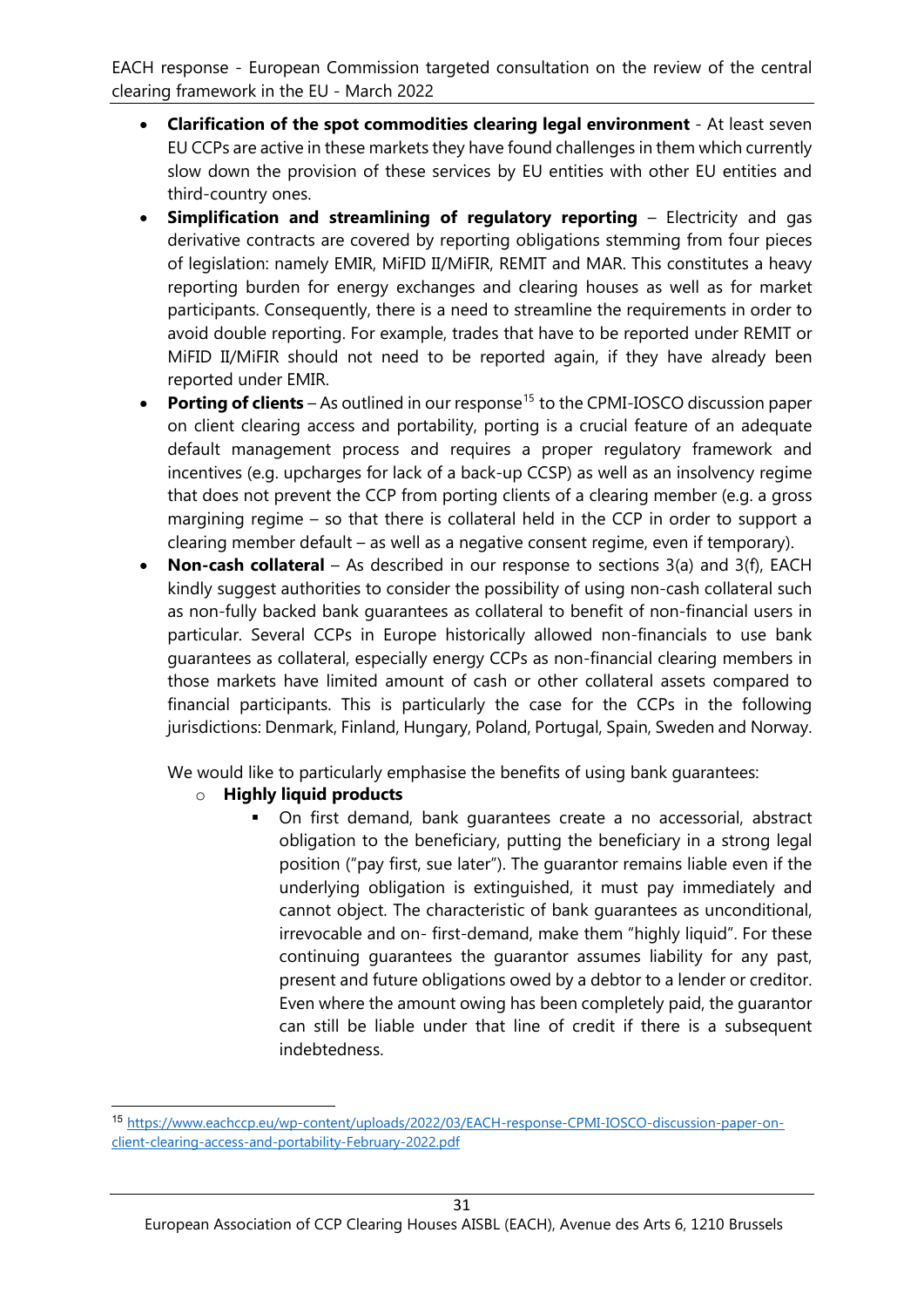- **Clarification of the spot commodities clearing legal environment** - At least seven EU CCPs are active in these markets they have found challenges in them which currently slow down the provision of these services by EU entities with other EU entities and third-country ones.
- **Simplification and streamlining of regulatory reporting** – Electricity and gas derivative contracts are covered by reporting obligations stemming from four pieces of legislation: namely EMIR, MiFID II/MiFIR, REMIT and MAR. This constitutes a heavy reporting burden for energy exchanges and clearing houses as well as for market participants. Consequently, there is a need to streamline the requirements in order to avoid double reporting. For example, trades that have to be reported under REMIT or MiFID II/MiFIR should not need to be reported again, if they have already been reported under EMIR.
- **Porting of clients** – As outlined in our response[15] to the CPMI-IOSCO discussion paper on client clearing access and portability, porting is a crucial feature of an adequate default management process and requires a proper regulatory framework and incentives (e.g. upcharges for lack of a back-up CCSP) as well as an insolvency regime that does not prevent the CCP from porting clients of a clearing member (e.g. a gross margining regime – so that there is collateral held in the CCP in order to support a clearing member default – as well as a negative consent regime, even if temporary).
- **Non-cash collateral** – As described in our response to sections 3(a) and 3(f), EACH kindly suggest authorities to consider the possibility of using non-cash collateral such as non-fully backed bank guarantees as collateral to benefit of non-financial users in particular. Several CCPs in Europe historically allowed non-financials to use bank guarantees as collateral, especially energy CCPs as non-financial clearing members in those markets have limited amount of cash or other collateral assets compared to financial participants. This is particularly the case for the CCPs in the following jurisdictions: Denmark, Finland, Hungary, Poland, Portugal, Spain, Sweden and Norway.

  We would like to particularly emphasise the benefits of using bank guarantees:

  - **Highly liquid products**
    - On first demand, bank guarantees create a no accessorial, abstract obligation to the beneficiary, putting the beneficiary in a strong legal position ("pay first, sue later"). The guarantor remains liable even if the underlying obligation is extinguished, it must pay immediately and cannot object. The characteristic of bank guarantees as unconditional, irrevocable and on- first-demand, make them "highly liquid". For these continuing guarantees the guarantor assumes liability for any past, present and future obligations owed by a debtor to a lender or creditor. Even where the amount owing has been completely paid, the guarantor can still be liable under that line of credit if there is a subsequent indebtedness.

[15] https://www.eachccp.eu/wp-content/uploads/2022/03/EACH-response-CPMI-IOSCO-discussion-paper-on-client-clearing-access-and-portability-February-2022.pdf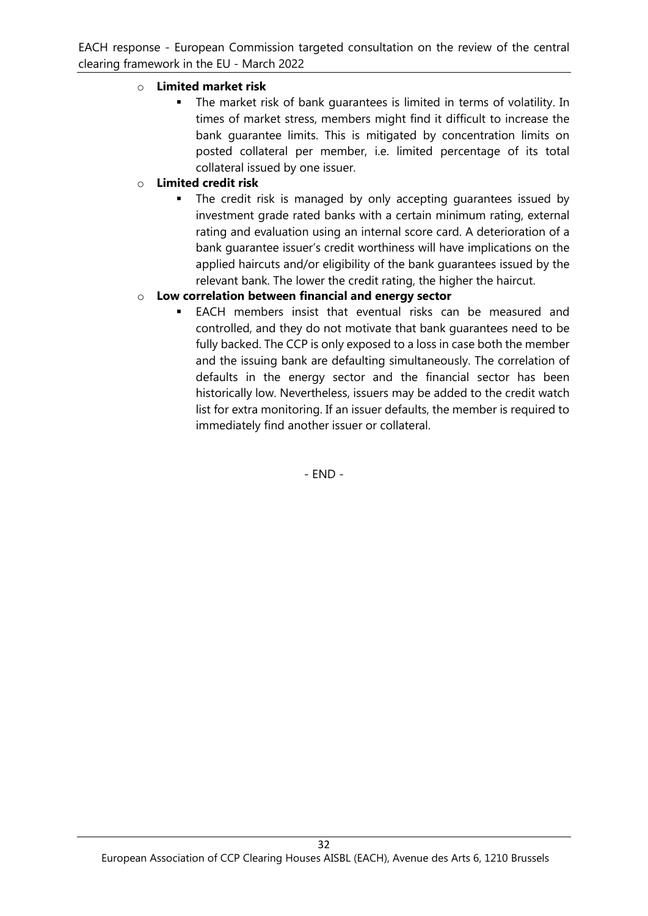- **Limited market risk**
  - The market risk of bank guarantees is limited in terms of volatility. In times of market stress, members might find it difficult to increase the bank guarantee limits. This is mitigated by concentration limits on posted collateral per member, i.e. limited percentage of its total collateral issued by one issuer.
- **Limited credit risk**
  - The credit risk is managed by only accepting guarantees issued by investment grade rated banks with a certain minimum rating, external rating and evaluation using an internal score card. A deterioration of a bank guarantee issuer's credit worthiness will have implications on the applied haircuts and/or eligibility of the bank guarantees issued by the relevant bank. The lower the credit rating, the higher the haircut.
- **Low correlation between financial and energy sector**
  - EACH members insist that eventual risks can be measured and controlled, and they do not motivate that bank guarantees need to be fully backed. The CCP is only exposed to a loss in case both the member and the issuing bank are defaulting simultaneously. The correlation of defaults in the energy sector and the financial sector has been historically low. Nevertheless, issuers may be added to the credit watch list for extra monitoring. If an issuer defaults, the member is required to immediately find another issuer or collateral.

- END -